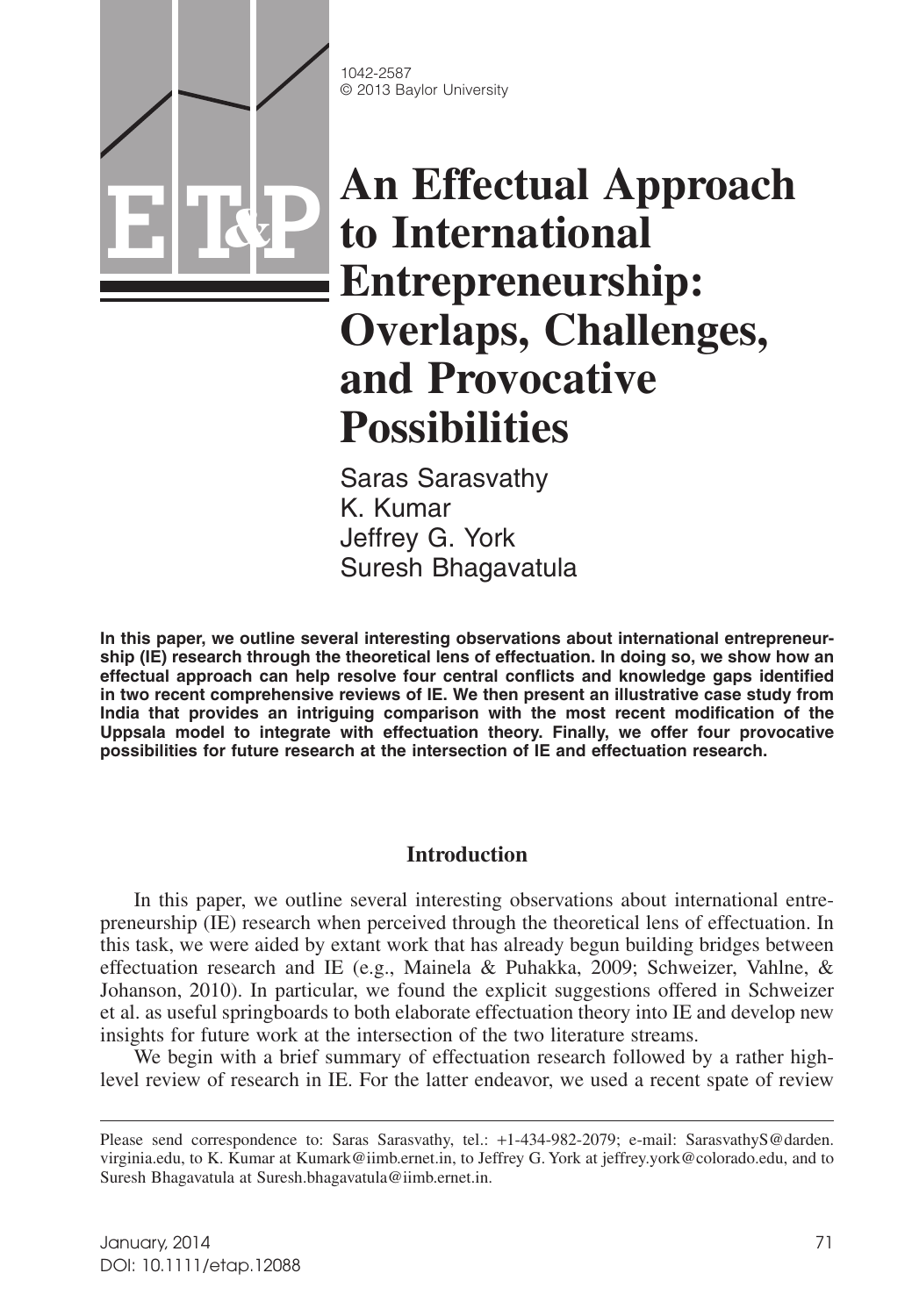1042-2587
© 2013 Baylor University

# An Effectual Approach to International Entrepreneurship: Overlaps, Challenges, and Provocative Possibilities

Saras Sarasvathy
K. Kumar
Jeffrey G. York
Suresh Bhagavatula

**In this paper, we outline several interesting observations about international entrepreneurship (IE) research through the theoretical lens of effectuation. In doing so, we show how an effectual approach can help resolve four central conflicts and knowledge gaps identified in two recent comprehensive reviews of IE. We then present an illustrative case study from India that provides an intriguing comparison with the most recent modification of the Uppsala model to integrate with effectuation theory. Finally, we offer four provocative possibilities for future research at the intersection of IE and effectuation research.**

## Introduction

In this paper, we outline several interesting observations about international entrepreneurship (IE) research when perceived through the theoretical lens of effectuation. In this task, we were aided by extant work that has already begun building bridges between effectuation research and IE (e.g., Mainela & Puhakka, 2009; Schweizer, Vahlne, & Johanson, 2010). In particular, we found the explicit suggestions offered in Schweizer et al. as useful springboards to both elaborate effectuation theory into IE and develop new insights for future work at the intersection of the two literature streams.

We begin with a brief summary of effectuation research followed by a rather high-level review of research in IE. For the latter endeavor, we used a recent spate of review

Please send correspondence to: Saras Sarasvathy, tel.: +1-434-982-2079; e-mail: SarasvathyS@darden.virginia.edu, to K. Kumar at Kumark@iimb.ernet.in, to Jeffrey G. York at jeffrey.york@colorado.edu, and to Suresh Bhagavatula at Suresh.bhagavatula@iimb.ernet.in.

January, 2014
DOI: 10.1111/etap.12088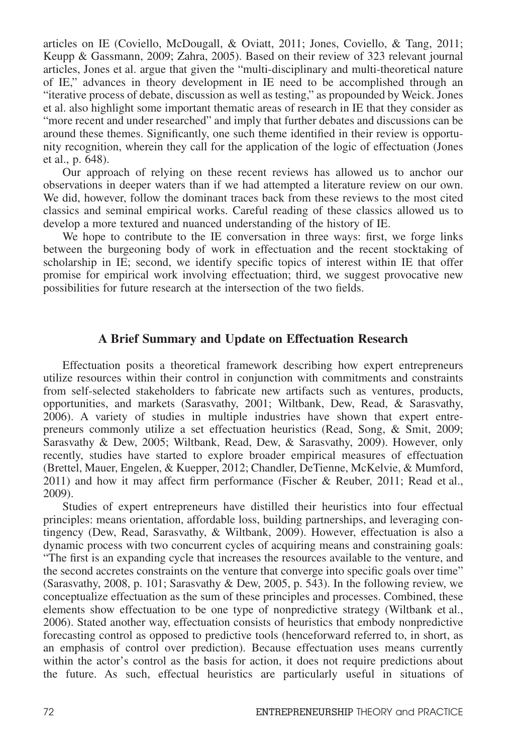articles on IE (Coviello, McDougall, & Oviatt, 2011; Jones, Coviello, & Tang, 2011; Keupp & Gassmann, 2009; Zahra, 2005). Based on their review of 323 relevant journal articles, Jones et al. argue that given the "multi-disciplinary and multi-theoretical nature of IE," advances in theory development in IE need to be accomplished through an "iterative process of debate, discussion as well as testing," as propounded by Weick. Jones et al. also highlight some important thematic areas of research in IE that they consider as "more recent and under researched" and imply that further debates and discussions can be around these themes. Significantly, one such theme identified in their review is opportunity recognition, wherein they call for the application of the logic of effectuation (Jones et al., p. 648).

Our approach of relying on these recent reviews has allowed us to anchor our observations in deeper waters than if we had attempted a literature review on our own. We did, however, follow the dominant traces back from these reviews to the most cited classics and seminal empirical works. Careful reading of these classics allowed us to develop a more textured and nuanced understanding of the history of IE.

We hope to contribute to the IE conversation in three ways: first, we forge links between the burgeoning body of work in effectuation and the recent stocktaking of scholarship in IE; second, we identify specific topics of interest within IE that offer promise for empirical work involving effectuation; third, we suggest provocative new possibilities for future research at the intersection of the two fields.

## A Brief Summary and Update on Effectuation Research

Effectuation posits a theoretical framework describing how expert entrepreneurs utilize resources within their control in conjunction with commitments and constraints from self-selected stakeholders to fabricate new artifacts such as ventures, products, opportunities, and markets (Sarasvathy, 2001; Wiltbank, Dew, Read, & Sarasvathy, 2006). A variety of studies in multiple industries have shown that expert entrepreneurs commonly utilize a set effectuation heuristics (Read, Song, & Smit, 2009; Sarasvathy & Dew, 2005; Wiltbank, Read, Dew, & Sarasvathy, 2009). However, only recently, studies have started to explore broader empirical measures of effectuation (Brettel, Mauer, Engelen, & Kuepper, 2012; Chandler, DeTienne, McKelvie, & Mumford, 2011) and how it may affect firm performance (Fischer & Reuber, 2011; Read et al., 2009).

Studies of expert entrepreneurs have distilled their heuristics into four effectual principles: means orientation, affordable loss, building partnerships, and leveraging contingency (Dew, Read, Sarasvathy, & Wiltbank, 2009). However, effectuation is also a dynamic process with two concurrent cycles of acquiring means and constraining goals: "The first is an expanding cycle that increases the resources available to the venture, and the second accretes constraints on the venture that converge into specific goals over time" (Sarasvathy, 2008, p. 101; Sarasvathy & Dew, 2005, p. 543). In the following review, we conceptualize effectuation as the sum of these principles and processes. Combined, these elements show effectuation to be one type of nonpredictive strategy (Wiltbank et al., 2006). Stated another way, effectuation consists of heuristics that embody nonpredictive forecasting control as opposed to predictive tools (henceforward referred to, in short, as an emphasis of control over prediction). Because effectuation uses means currently within the actor's control as the basis for action, it does not require predictions about the future. As such, effectual heuristics are particularly useful in situations of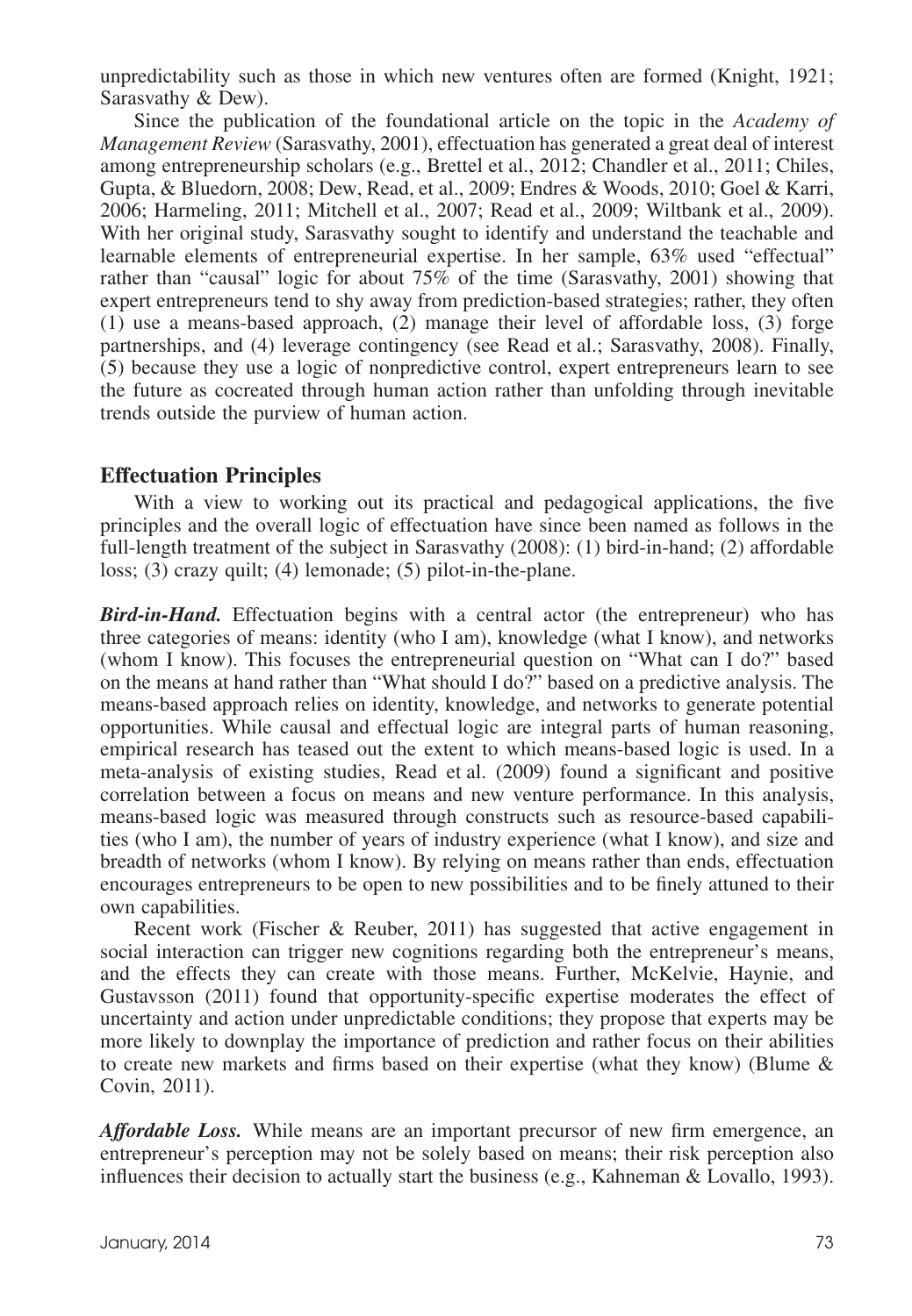unpredictability such as those in which new ventures often are formed (Knight, 1921; Sarasvathy & Dew).

Since the publication of the foundational article on the topic in the *Academy of Management Review* (Sarasvathy, 2001), effectuation has generated a great deal of interest among entrepreneurship scholars (e.g., Brettel et al., 2012; Chandler et al., 2011; Chiles, Gupta, & Bluedorn, 2008; Dew, Read, et al., 2009; Endres & Woods, 2010; Goel & Karri, 2006; Harmeling, 2011; Mitchell et al., 2007; Read et al., 2009; Wiltbank et al., 2009). With her original study, Sarasvathy sought to identify and understand the teachable and learnable elements of entrepreneurial expertise. In her sample, 63% used "effectual" rather than "causal" logic for about 75% of the time (Sarasvathy, 2001) showing that expert entrepreneurs tend to shy away from prediction-based strategies; rather, they often (1) use a means-based approach, (2) manage their level of affordable loss, (3) forge partnerships, and (4) leverage contingency (see Read et al.; Sarasvathy, 2008). Finally, (5) because they use a logic of nonpredictive control, expert entrepreneurs learn to see the future as cocreated through human action rather than unfolding through inevitable trends outside the purview of human action.

## Effectuation Principles

With a view to working out its practical and pedagogical applications, the five principles and the overall logic of effectuation have since been named as follows in the full-length treatment of the subject in Sarasvathy (2008): (1) bird-in-hand; (2) affordable loss; (3) crazy quilt; (4) lemonade; (5) pilot-in-the-plane.

***Bird-in-Hand.*** Effectuation begins with a central actor (the entrepreneur) who has three categories of means: identity (who I am), knowledge (what I know), and networks (whom I know). This focuses the entrepreneurial question on "What can I do?" based on the means at hand rather than "What should I do?" based on a predictive analysis. The means-based approach relies on identity, knowledge, and networks to generate potential opportunities. While causal and effectual logic are integral parts of human reasoning, empirical research has teased out the extent to which means-based logic is used. In a meta-analysis of existing studies, Read et al. (2009) found a significant and positive correlation between a focus on means and new venture performance. In this analysis, means-based logic was measured through constructs such as resource-based capabilities (who I am), the number of years of industry experience (what I know), and size and breadth of networks (whom I know). By relying on means rather than ends, effectuation encourages entrepreneurs to be open to new possibilities and to be finely attuned to their own capabilities.

Recent work (Fischer & Reuber, 2011) has suggested that active engagement in social interaction can trigger new cognitions regarding both the entrepreneur's means, and the effects they can create with those means. Further, McKelvie, Haynie, and Gustavsson (2011) found that opportunity-specific expertise moderates the effect of uncertainty and action under unpredictable conditions; they propose that experts may be more likely to downplay the importance of prediction and rather focus on their abilities to create new markets and firms based on their expertise (what they know) (Blume & Covin, 2011).

***Affordable Loss.*** While means are an important precursor of new firm emergence, an entrepreneur's perception may not be solely based on means; their risk perception also influences their decision to actually start the business (e.g., Kahneman & Lovallo, 1993).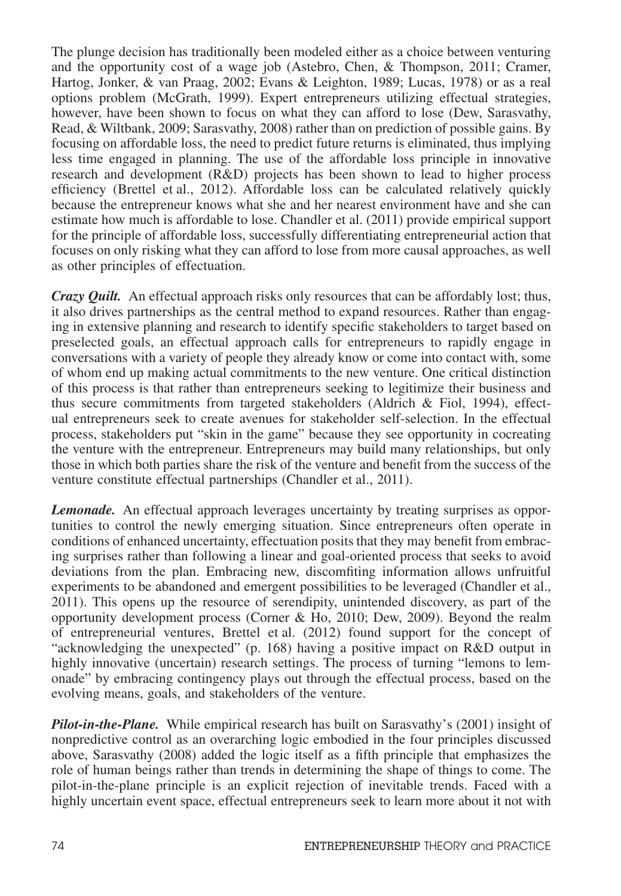The plunge decision has traditionally been modeled either as a choice between venturing and the opportunity cost of a wage job (Astebro, Chen, & Thompson, 2011; Cramer, Hartog, Jonker, & van Praag, 2002; Evans & Leighton, 1989; Lucas, 1978) or as a real options problem (McGrath, 1999). Expert entrepreneurs utilizing effectual strategies, however, have been shown to focus on what they can afford to lose (Dew, Sarasvathy, Read, & Wiltbank, 2009; Sarasvathy, 2008) rather than on prediction of possible gains. By focusing on affordable loss, the need to predict future returns is eliminated, thus implying less time engaged in planning. The use of the affordable loss principle in innovative research and development (R&D) projects has been shown to lead to higher process efficiency (Brettel et al., 2012). Affordable loss can be calculated relatively quickly because the entrepreneur knows what she and her nearest environment have and she can estimate how much is affordable to lose. Chandler et al. (2011) provide empirical support for the principle of affordable loss, successfully differentiating entrepreneurial action that focuses on only risking what they can afford to lose from more causal approaches, as well as other principles of effectuation.

***Crazy Quilt.*** An effectual approach risks only resources that can be affordably lost; thus, it also drives partnerships as the central method to expand resources. Rather than engaging in extensive planning and research to identify specific stakeholders to target based on preselected goals, an effectual approach calls for entrepreneurs to rapidly engage in conversations with a variety of people they already know or come into contact with, some of whom end up making actual commitments to the new venture. One critical distinction of this process is that rather than entrepreneurs seeking to legitimize their business and thus secure commitments from targeted stakeholders (Aldrich & Fiol, 1994), effectual entrepreneurs seek to create avenues for stakeholder self-selection. In the effectual process, stakeholders put "skin in the game" because they see opportunity in cocreating the venture with the entrepreneur. Entrepreneurs may build many relationships, but only those in which both parties share the risk of the venture and benefit from the success of the venture constitute effectual partnerships (Chandler et al., 2011).

***Lemonade.*** An effectual approach leverages uncertainty by treating surprises as opportunities to control the newly emerging situation. Since entrepreneurs often operate in conditions of enhanced uncertainty, effectuation posits that they may benefit from embracing surprises rather than following a linear and goal-oriented process that seeks to avoid deviations from the plan. Embracing new, discomfiting information allows unfruitful experiments to be abandoned and emergent possibilities to be leveraged (Chandler et al., 2011). This opens up the resource of serendipity, unintended discovery, as part of the opportunity development process (Corner & Ho, 2010; Dew, 2009). Beyond the realm of entrepreneurial ventures, Brettel et al. (2012) found support for the concept of "acknowledging the unexpected" (p. 168) having a positive impact on R&D output in highly innovative (uncertain) research settings. The process of turning "lemons to lemonade" by embracing contingency plays out through the effectual process, based on the evolving means, goals, and stakeholders of the venture.

***Pilot-in-the-Plane.*** While empirical research has built on Sarasvathy's (2001) insight of nonpredictive control as an overarching logic embodied in the four principles discussed above, Sarasvathy (2008) added the logic itself as a fifth principle that emphasizes the role of human beings rather than trends in determining the shape of things to come. The pilot-in-the-plane principle is an explicit rejection of inevitable trends. Faced with a highly uncertain event space, effectual entrepreneurs seek to learn more about it not with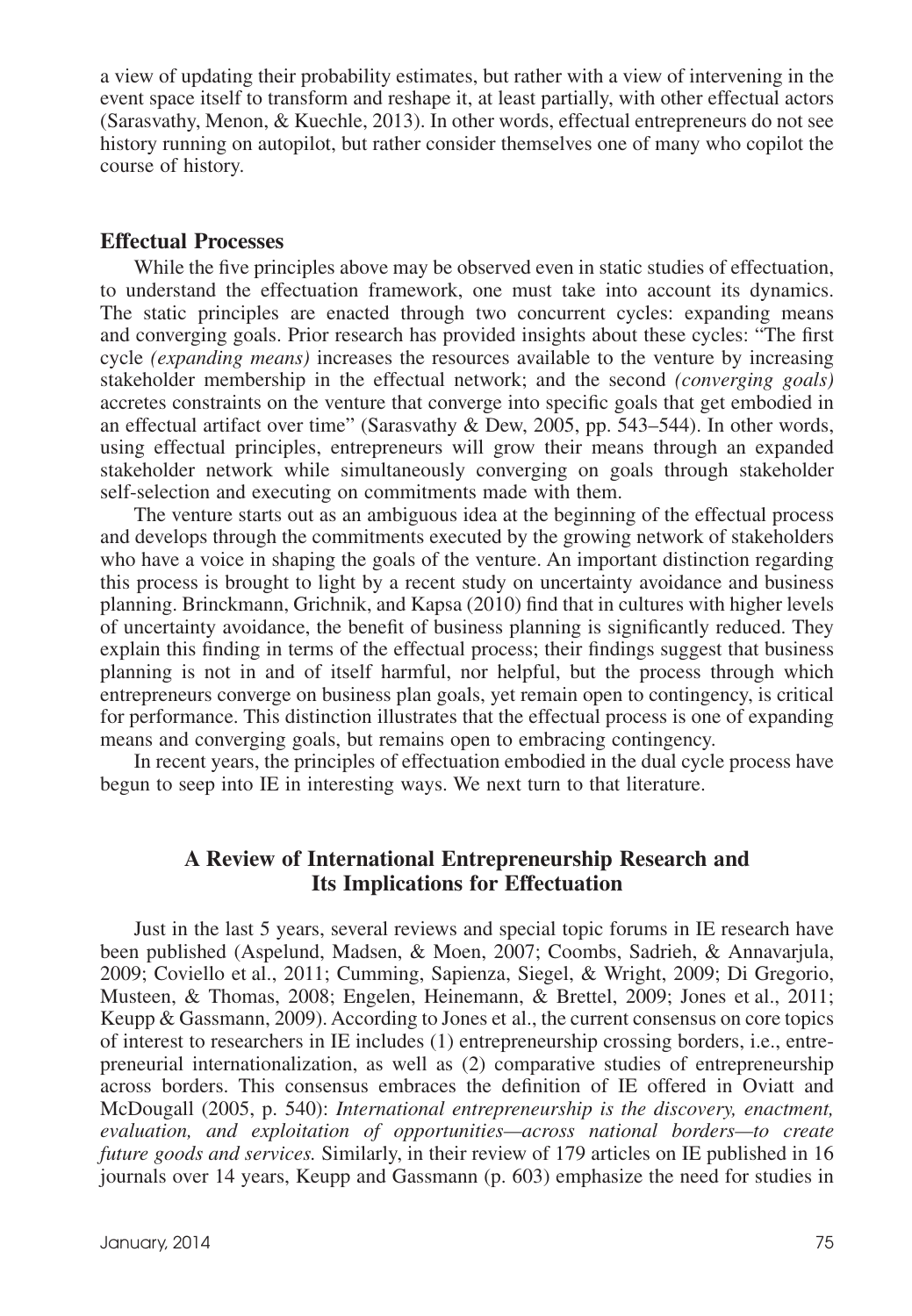a view of updating their probability estimates, but rather with a view of intervening in the event space itself to transform and reshape it, at least partially, with other effectual actors (Sarasvathy, Menon, & Kuechle, 2013). In other words, effectual entrepreneurs do not see history running on autopilot, but rather consider themselves one of many who copilot the course of history.

### Effectual Processes

While the five principles above may be observed even in static studies of effectuation, to understand the effectuation framework, one must take into account its dynamics. The static principles are enacted through two concurrent cycles: expanding means and converging goals. Prior research has provided insights about these cycles: "The first cycle *(expanding means)* increases the resources available to the venture by increasing stakeholder membership in the effectual network; and the second *(converging goals)* accretes constraints on the venture that converge into specific goals that get embodied in an effectual artifact over time" (Sarasvathy & Dew, 2005, pp. 543–544). In other words, using effectual principles, entrepreneurs will grow their means through an expanded stakeholder network while simultaneously converging on goals through stakeholder self-selection and executing on commitments made with them.

The venture starts out as an ambiguous idea at the beginning of the effectual process and develops through the commitments executed by the growing network of stakeholders who have a voice in shaping the goals of the venture. An important distinction regarding this process is brought to light by a recent study on uncertainty avoidance and business planning. Brinckmann, Grichnik, and Kapsa (2010) find that in cultures with higher levels of uncertainty avoidance, the benefit of business planning is significantly reduced. They explain this finding in terms of the effectual process; their findings suggest that business planning is not in and of itself harmful, nor helpful, but the process through which entrepreneurs converge on business plan goals, yet remain open to contingency, is critical for performance. This distinction illustrates that the effectual process is one of expanding means and converging goals, but remains open to embracing contingency.

In recent years, the principles of effectuation embodied in the dual cycle process have begun to seep into IE in interesting ways. We next turn to that literature.

## A Review of International Entrepreneurship Research and Its Implications for Effectuation

Just in the last 5 years, several reviews and special topic forums in IE research have been published (Aspelund, Madsen, & Moen, 2007; Coombs, Sadrieh, & Annavarjula, 2009; Coviello et al., 2011; Cumming, Sapienza, Siegel, & Wright, 2009; Di Gregorio, Musteen, & Thomas, 2008; Engelen, Heinemann, & Brettel, 2009; Jones et al., 2011; Keupp & Gassmann, 2009). According to Jones et al., the current consensus on core topics of interest to researchers in IE includes (1) entrepreneurship crossing borders, i.e., entrepreneurial internationalization, as well as (2) comparative studies of entrepreneurship across borders. This consensus embraces the definition of IE offered in Oviatt and McDougall (2005, p. 540): *International entrepreneurship is the discovery, enactment, evaluation, and exploitation of opportunities—across national borders—to create future goods and services.* Similarly, in their review of 179 articles on IE published in 16 journals over 14 years, Keupp and Gassmann (p. 603) emphasize the need for studies in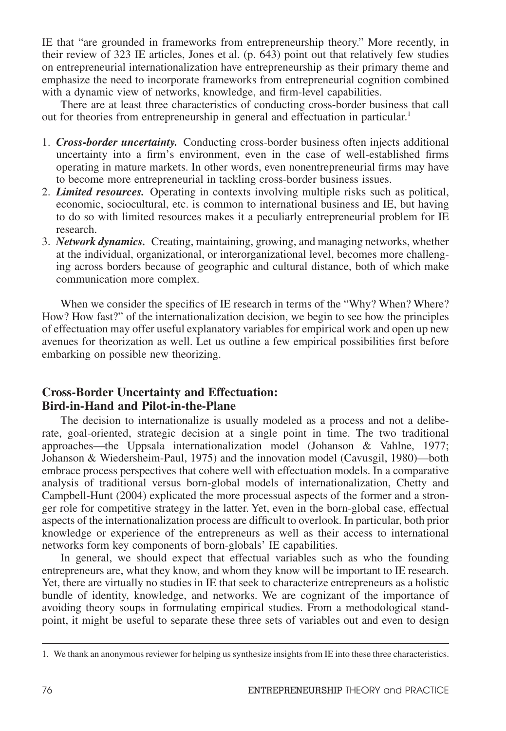IE that "are grounded in frameworks from entrepreneurship theory." More recently, in their review of 323 IE articles, Jones et al. (p. 643) point out that relatively few studies on entrepreneurial internationalization have entrepreneurship as their primary theme and emphasize the need to incorporate frameworks from entrepreneurial cognition combined with a dynamic view of networks, knowledge, and firm-level capabilities.

There are at least three characteristics of conducting cross-border business that call out for theories from entrepreneurship in general and effectuation in particular.[1]

1. ***Cross-border uncertainty.*** Conducting cross-border business often injects additional uncertainty into a firm's environment, even in the case of well-established firms operating in mature markets. In other words, even nonentrepreneurial firms may have to become more entrepreneurial in tackling cross-border business issues.
2. ***Limited resources.*** Operating in contexts involving multiple risks such as political, economic, sociocultural, etc. is common to international business and IE, but having to do so with limited resources makes it a peculiarly entrepreneurial problem for IE research.
3. ***Network dynamics.*** Creating, maintaining, growing, and managing networks, whether at the individual, organizational, or interorganizational level, becomes more challenging across borders because of geographic and cultural distance, both of which make communication more complex.

When we consider the specifics of IE research in terms of the "Why? When? Where? How? How fast?" of the internationalization decision, we begin to see how the principles of effectuation may offer useful explanatory variables for empirical work and open up new avenues for theorization as well. Let us outline a few empirical possibilities first before embarking on possible new theorizing.

## Cross-Border Uncertainty and Effectuation: Bird-in-Hand and Pilot-in-the-Plane

The decision to internationalize is usually modeled as a process and not a deliberate, goal-oriented, strategic decision at a single point in time. The two traditional approaches—the Uppsala internationalization model (Johanson & Vahlne, 1977; Johanson & Wiedersheim-Paul, 1975) and the innovation model (Cavusgil, 1980)—both embrace process perspectives that cohere well with effectuation models. In a comparative analysis of traditional versus born-global models of internationalization, Chetty and Campbell-Hunt (2004) explicated the more processual aspects of the former and a stronger role for competitive strategy in the latter. Yet, even in the born-global case, effectual aspects of the internationalization process are difficult to overlook. In particular, both prior knowledge or experience of the entrepreneurs as well as their access to international networks form key components of born-globals' IE capabilities.

In general, we should expect that effectual variables such as who the founding entrepreneurs are, what they know, and whom they know will be important to IE research. Yet, there are virtually no studies in IE that seek to characterize entrepreneurs as a holistic bundle of identity, knowledge, and networks. We are cognizant of the importance of avoiding theory soups in formulating empirical studies. From a methodological standpoint, it might be useful to separate these three sets of variables out and even to design

1. We thank an anonymous reviewer for helping us synthesize insights from IE into these three characteristics.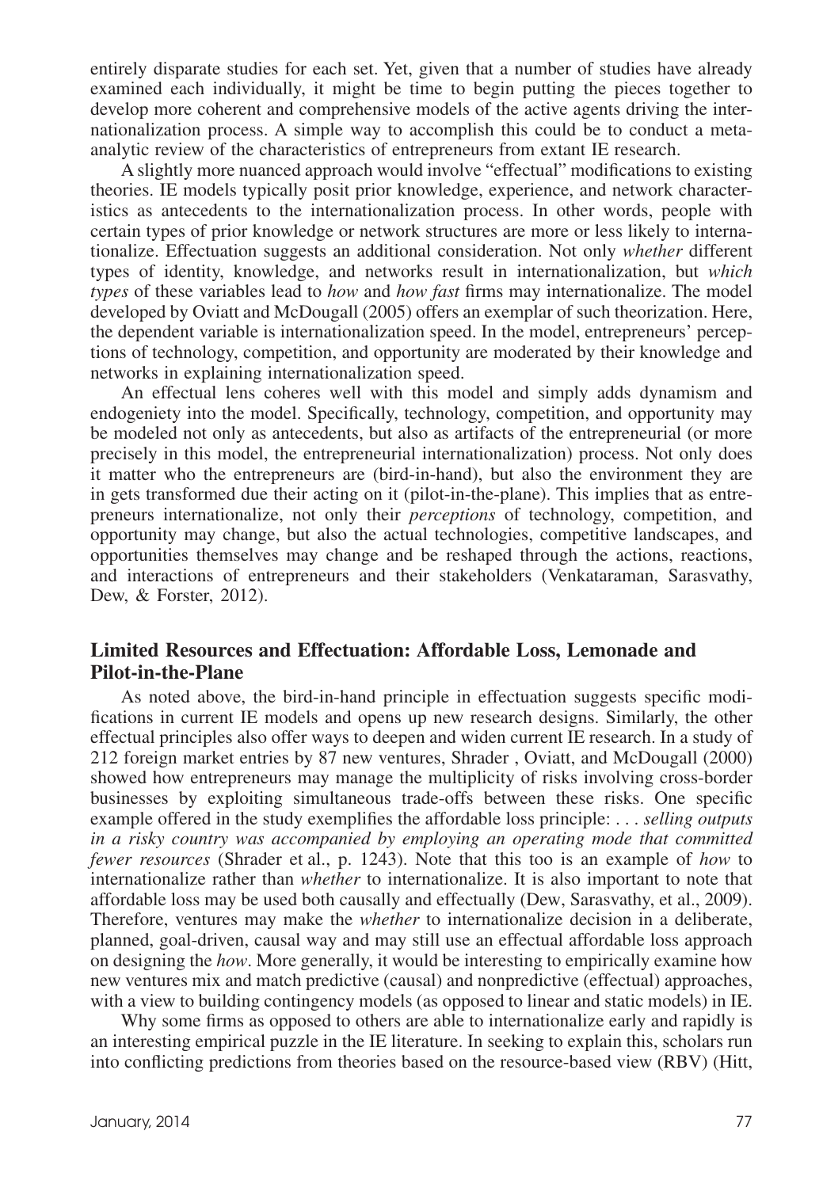entirely disparate studies for each set. Yet, given that a number of studies have already examined each individually, it might be time to begin putting the pieces together to develop more coherent and comprehensive models of the active agents driving the internationalization process. A simple way to accomplish this could be to conduct a meta-analytic review of the characteristics of entrepreneurs from extant IE research.

A slightly more nuanced approach would involve "effectual" modifications to existing theories. IE models typically posit prior knowledge, experience, and network characteristics as antecedents to the internationalization process. In other words, people with certain types of prior knowledge or network structures are more or less likely to internationalize. Effectuation suggests an additional consideration. Not only *whether* different types of identity, knowledge, and networks result in internationalization, but *which types* of these variables lead to *how* and *how fast* firms may internationalize. The model developed by Oviatt and McDougall (2005) offers an exemplar of such theorization. Here, the dependent variable is internationalization speed. In the model, entrepreneurs' perceptions of technology, competition, and opportunity are moderated by their knowledge and networks in explaining internationalization speed.

An effectual lens coheres well with this model and simply adds dynamism and endogeniety into the model. Specifically, technology, competition, and opportunity may be modeled not only as antecedents, but also as artifacts of the entrepreneurial (or more precisely in this model, the entrepreneurial internationalization) process. Not only does it matter who the entrepreneurs are (bird-in-hand), but also the environment they are in gets transformed due their acting on it (pilot-in-the-plane). This implies that as entrepreneurs internationalize, not only their *perceptions* of technology, competition, and opportunity may change, but also the actual technologies, competitive landscapes, and opportunities themselves may change and be reshaped through the actions, reactions, and interactions of entrepreneurs and their stakeholders (Venkataraman, Sarasvathy, Dew, & Forster, 2012).

## Limited Resources and Effectuation: Affordable Loss, Lemonade and Pilot-in-the-Plane

As noted above, the bird-in-hand principle in effectuation suggests specific modifications in current IE models and opens up new research designs. Similarly, the other effectual principles also offer ways to deepen and widen current IE research. In a study of 212 foreign market entries by 87 new ventures, Shrader , Oviatt, and McDougall (2000) showed how entrepreneurs may manage the multiplicity of risks involving cross-border businesses by exploiting simultaneous trade-offs between these risks. One specific example offered in the study exemplifies the affordable loss principle: . . . *selling outputs in a risky country was accompanied by employing an operating mode that committed fewer resources* (Shrader et al., p. 1243). Note that this too is an example of *how* to internationalize rather than *whether* to internationalize. It is also important to note that affordable loss may be used both causally and effectually (Dew, Sarasvathy, et al., 2009). Therefore, ventures may make the *whether* to internationalize decision in a deliberate, planned, goal-driven, causal way and may still use an effectual affordable loss approach on designing the *how*. More generally, it would be interesting to empirically examine how new ventures mix and match predictive (causal) and nonpredictive (effectual) approaches, with a view to building contingency models (as opposed to linear and static models) in IE.

Why some firms as opposed to others are able to internationalize early and rapidly is an interesting empirical puzzle in the IE literature. In seeking to explain this, scholars run into conflicting predictions from theories based on the resource-based view (RBV) (Hitt,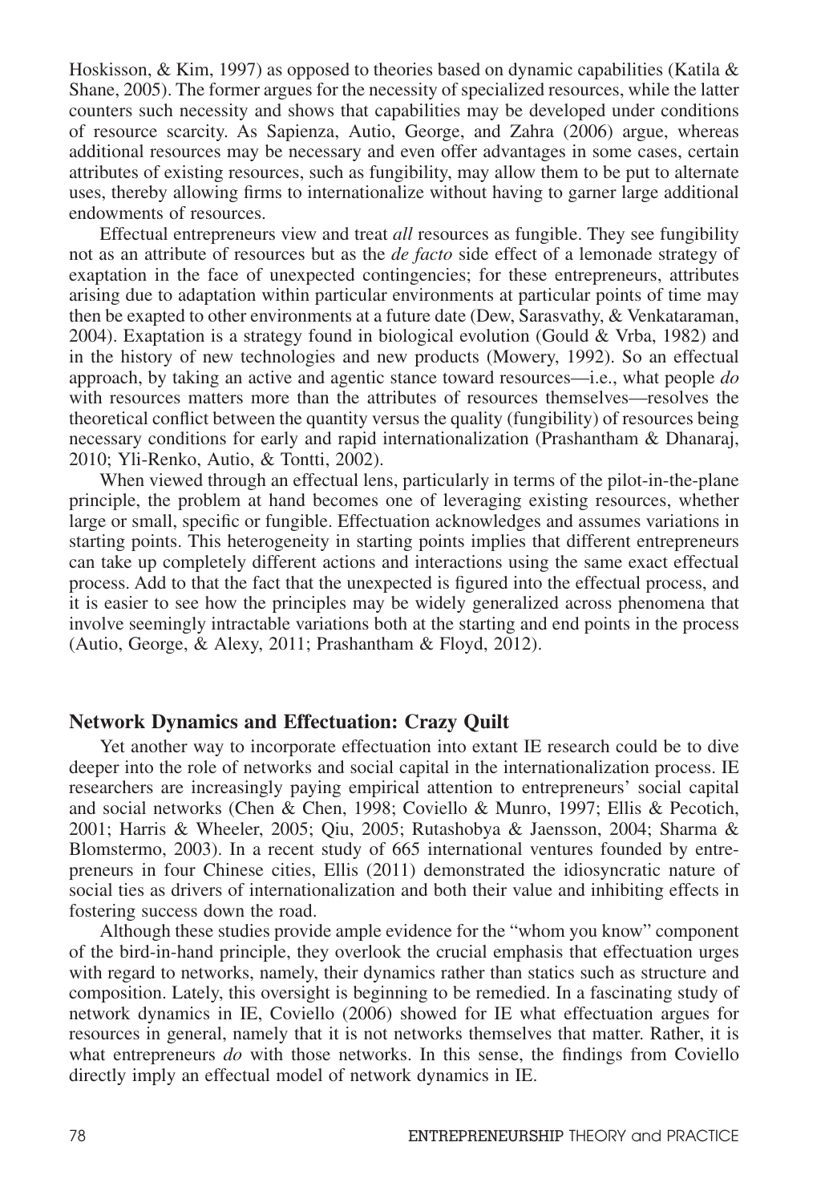Hoskisson, & Kim, 1997) as opposed to theories based on dynamic capabilities (Katila & Shane, 2005). The former argues for the necessity of specialized resources, while the latter counters such necessity and shows that capabilities may be developed under conditions of resource scarcity. As Sapienza, Autio, George, and Zahra (2006) argue, whereas additional resources may be necessary and even offer advantages in some cases, certain attributes of existing resources, such as fungibility, may allow them to be put to alternate uses, thereby allowing firms to internationalize without having to garner large additional endowments of resources.

Effectual entrepreneurs view and treat *all* resources as fungible. They see fungibility not as an attribute of resources but as the *de facto* side effect of a lemonade strategy of exaptation in the face of unexpected contingencies; for these entrepreneurs, attributes arising due to adaptation within particular environments at particular points of time may then be exapted to other environments at a future date (Dew, Sarasvathy, & Venkataraman, 2004). Exaptation is a strategy found in biological evolution (Gould & Vrba, 1982) and in the history of new technologies and new products (Mowery, 1992). So an effectual approach, by taking an active and agentic stance toward resources—i.e., what people *do* with resources matters more than the attributes of resources themselves—resolves the theoretical conflict between the quantity versus the quality (fungibility) of resources being necessary conditions for early and rapid internationalization (Prashantham & Dhanaraj, 2010; Yli-Renko, Autio, & Tontti, 2002).

When viewed through an effectual lens, particularly in terms of the pilot-in-the-plane principle, the problem at hand becomes one of leveraging existing resources, whether large or small, specific or fungible. Effectuation acknowledges and assumes variations in starting points. This heterogeneity in starting points implies that different entrepreneurs can take up completely different actions and interactions using the same exact effectual process. Add to that the fact that the unexpected is figured into the effectual process, and it is easier to see how the principles may be widely generalized across phenomena that involve seemingly intractable variations both at the starting and end points in the process (Autio, George, & Alexy, 2011; Prashantham & Floyd, 2012).

## Network Dynamics and Effectuation: Crazy Quilt

Yet another way to incorporate effectuation into extant IE research could be to dive deeper into the role of networks and social capital in the internationalization process. IE researchers are increasingly paying empirical attention to entrepreneurs' social capital and social networks (Chen & Chen, 1998; Coviello & Munro, 1997; Ellis & Pecotich, 2001; Harris & Wheeler, 2005; Qiu, 2005; Rutashobya & Jaensson, 2004; Sharma & Blomstermo, 2003). In a recent study of 665 international ventures founded by entrepreneurs in four Chinese cities, Ellis (2011) demonstrated the idiosyncratic nature of social ties as drivers of internationalization and both their value and inhibiting effects in fostering success down the road.

Although these studies provide ample evidence for the "whom you know" component of the bird-in-hand principle, they overlook the crucial emphasis that effectuation urges with regard to networks, namely, their dynamics rather than statics such as structure and composition. Lately, this oversight is beginning to be remedied. In a fascinating study of network dynamics in IE, Coviello (2006) showed for IE what effectuation argues for resources in general, namely that it is not networks themselves that matter. Rather, it is what entrepreneurs *do* with those networks. In this sense, the findings from Coviello directly imply an effectual model of network dynamics in IE.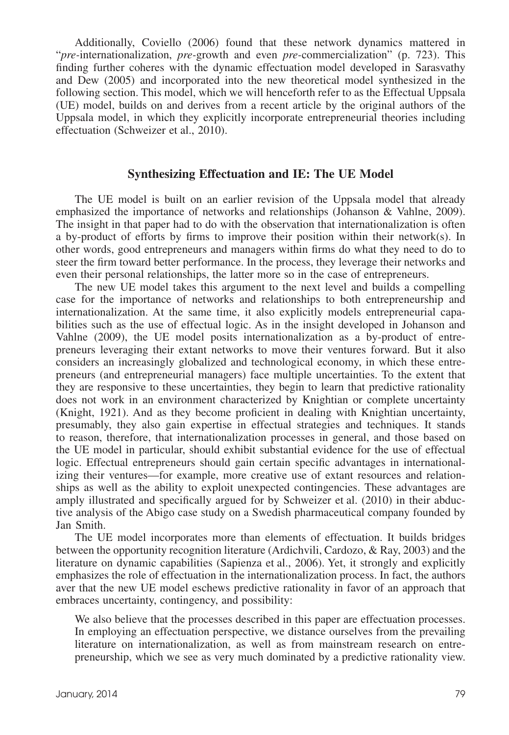Additionally, Coviello (2006) found that these network dynamics mattered in "*pre*-internationalization, *pre*-growth and even *pre*-commercialization" (p. 723). This finding further coheres with the dynamic effectuation model developed in Sarasvathy and Dew (2005) and incorporated into the new theoretical model synthesized in the following section. This model, which we will henceforth refer to as the Effectual Uppsala (UE) model, builds on and derives from a recent article by the original authors of the Uppsala model, in which they explicitly incorporate entrepreneurial theories including effectuation (Schweizer et al., 2010).

## Synthesizing Effectuation and IE: The UE Model

The UE model is built on an earlier revision of the Uppsala model that already emphasized the importance of networks and relationships (Johanson & Vahlne, 2009). The insight in that paper had to do with the observation that internationalization is often a by-product of efforts by firms to improve their position within their network(s). In other words, good entrepreneurs and managers within firms do what they need to do to steer the firm toward better performance. In the process, they leverage their networks and even their personal relationships, the latter more so in the case of entrepreneurs.

The new UE model takes this argument to the next level and builds a compelling case for the importance of networks and relationships to both entrepreneurship and internationalization. At the same time, it also explicitly models entrepreneurial capabilities such as the use of effectual logic. As in the insight developed in Johanson and Vahlne (2009), the UE model posits internationalization as a by-product of entrepreneurs leveraging their extant networks to move their ventures forward. But it also considers an increasingly globalized and technological economy, in which these entrepreneurs (and entrepreneurial managers) face multiple uncertainties. To the extent that they are responsive to these uncertainties, they begin to learn that predictive rationality does not work in an environment characterized by Knightian or complete uncertainty (Knight, 1921). And as they become proficient in dealing with Knightian uncertainty, presumably, they also gain expertise in effectual strategies and techniques. It stands to reason, therefore, that internationalization processes in general, and those based on the UE model in particular, should exhibit substantial evidence for the use of effectual logic. Effectual entrepreneurs should gain certain specific advantages in internationalizing their ventures—for example, more creative use of extant resources and relationships as well as the ability to exploit unexpected contingencies. These advantages are amply illustrated and specifically argued for by Schweizer et al. (2010) in their abductive analysis of the Abigo case study on a Swedish pharmaceutical company founded by Jan Smith.

The UE model incorporates more than elements of effectuation. It builds bridges between the opportunity recognition literature (Ardichvili, Cardozo, & Ray, 2003) and the literature on dynamic capabilities (Sapienza et al., 2006). Yet, it strongly and explicitly emphasizes the role of effectuation in the internationalization process. In fact, the authors aver that the new UE model eschews predictive rationality in favor of an approach that embraces uncertainty, contingency, and possibility:

> We also believe that the processes described in this paper are effectuation processes. In employing an effectuation perspective, we distance ourselves from the prevailing literature on internationalization, as well as from mainstream research on entrepreneurship, which we see as very much dominated by a predictive rationality view.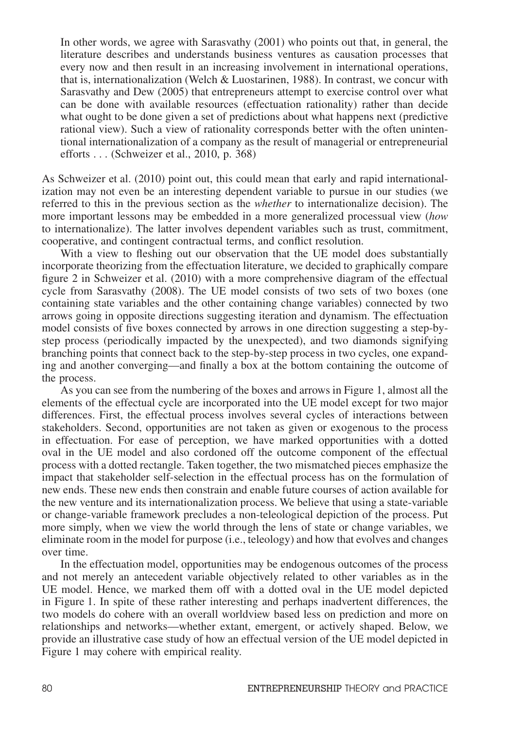> In other words, we agree with Sarasvathy (2001) who points out that, in general, the literature describes and understands business ventures as causation processes that every now and then result in an increasing involvement in international operations, that is, internationalization (Welch & Luostarinen, 1988). In contrast, we concur with Sarasvathy and Dew (2005) that entrepreneurs attempt to exercise control over what can be done with available resources (effectuation rationality) rather than decide what ought to be done given a set of predictions about what happens next (predictive rational view). Such a view of rationality corresponds better with the often unintentional internationalization of a company as the result of managerial or entrepreneurial efforts . . . (Schweizer et al., 2010, p. 368)

As Schweizer et al. (2010) point out, this could mean that early and rapid internationalization may not even be an interesting dependent variable to pursue in our studies (we referred to this in the previous section as the *whether* to internationalize decision). The more important lessons may be embedded in a more generalized processual view (*how* to internationalize). The latter involves dependent variables such as trust, commitment, cooperative, and contingent contractual terms, and conflict resolution.

With a view to fleshing out our observation that the UE model does substantially incorporate theorizing from the effectuation literature, we decided to graphically compare figure 2 in Schweizer et al. (2010) with a more comprehensive diagram of the effectual cycle from Sarasvathy (2008). The UE model consists of two sets of two boxes (one containing state variables and the other containing change variables) connected by two arrows going in opposite directions suggesting iteration and dynamism. The effectuation model consists of five boxes connected by arrows in one direction suggesting a step-by-step process (periodically impacted by the unexpected), and two diamonds signifying branching points that connect back to the step-by-step process in two cycles, one expanding and another converging—and finally a box at the bottom containing the outcome of the process.

As you can see from the numbering of the boxes and arrows in Figure 1, almost all the elements of the effectual cycle are incorporated into the UE model except for two major differences. First, the effectual process involves several cycles of interactions between stakeholders. Second, opportunities are not taken as given or exogenous to the process in effectuation. For ease of perception, we have marked opportunities with a dotted oval in the UE model and also cordoned off the outcome component of the effectual process with a dotted rectangle. Taken together, the two mismatched pieces emphasize the impact that stakeholder self-selection in the effectual process has on the formulation of new ends. These new ends then constrain and enable future courses of action available for the new venture and its internationalization process. We believe that using a state-variable or change-variable framework precludes a non-teleological depiction of the process. Put more simply, when we view the world through the lens of state or change variables, we eliminate room in the model for purpose (i.e., teleology) and how that evolves and changes over time.

In the effectuation model, opportunities may be endogenous outcomes of the process and not merely an antecedent variable objectively related to other variables as in the UE model. Hence, we marked them off with a dotted oval in the UE model depicted in Figure 1. In spite of these rather interesting and perhaps inadvertent differences, the two models do cohere with an overall worldview based less on prediction and more on relationships and networks—whether extant, emergent, or actively shaped. Below, we provide an illustrative case study of how an effectual version of the UE model depicted in Figure 1 may cohere with empirical reality.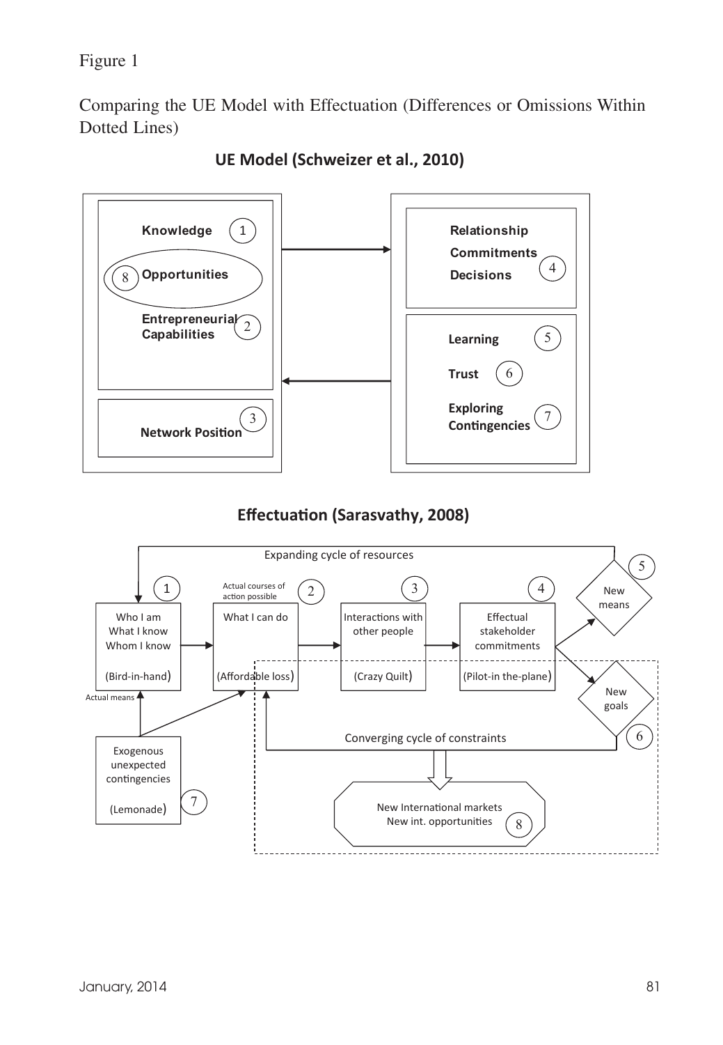Figure 1

Comparing the UE Model with Effectuation (Differences or Omissions Within Dotted Lines)

**UE Model (Schweizer et al., 2010)**

Knowledge (1)
Opportunities (8)
Entrepreneurial Capabilities (2)
Network Position (3)

Relationship
Commitments
Decisions (4)

Learning (5)
Trust (6)
Exploring Contingencies (7)

**Effectuation (Sarasvathy, 2008)**

Expanding cycle of resources

(1) Who I am / What I know / Whom I know (Bird-in-hand)

(2) Actual courses of action possible — What I can do (Affordable loss)

(3) Interactions with other people (Crazy Quilt)

(4) Effectual stakeholder commitments (Pilot-in the-plane)

(5) New means

(6) New goals

Actual means

(7) Exogenous unexpected contingencies (Lemonade)

Converging cycle of constraints

(8) New International markets / New int. opportunities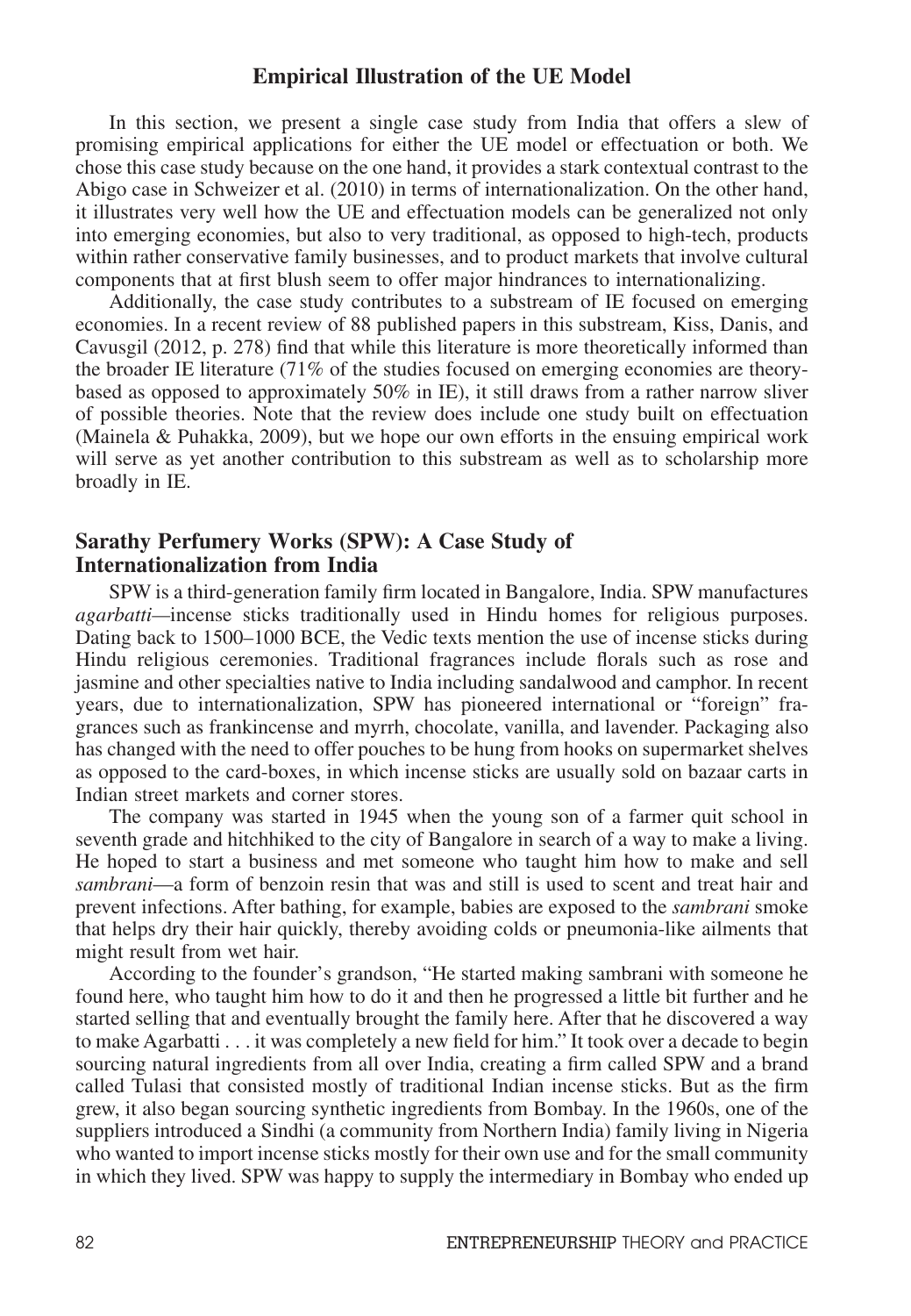## Empirical Illustration of the UE Model

In this section, we present a single case study from India that offers a slew of promising empirical applications for either the UE model or effectuation or both. We chose this case study because on the one hand, it provides a stark contextual contrast to the Abigo case in Schweizer et al. (2010) in terms of internationalization. On the other hand, it illustrates very well how the UE and effectuation models can be generalized not only into emerging economies, but also to very traditional, as opposed to high-tech, products within rather conservative family businesses, and to product markets that involve cultural components that at first blush seem to offer major hindrances to internationalizing.

Additionally, the case study contributes to a substream of IE focused on emerging economies. In a recent review of 88 published papers in this substream, Kiss, Danis, and Cavusgil (2012, p. 278) find that while this literature is more theoretically informed than the broader IE literature (71% of the studies focused on emerging economies are theory-based as opposed to approximately 50% in IE), it still draws from a rather narrow sliver of possible theories. Note that the review does include one study built on effectuation (Mainela & Puhakka, 2009), but we hope our own efforts in the ensuing empirical work will serve as yet another contribution to this substream as well as to scholarship more broadly in IE.

## Sarathy Perfumery Works (SPW): A Case Study of Internationalization from India

SPW is a third-generation family firm located in Bangalore, India. SPW manufactures *agarbatti*—incense sticks traditionally used in Hindu homes for religious purposes. Dating back to 1500–1000 BCE, the Vedic texts mention the use of incense sticks during Hindu religious ceremonies. Traditional fragrances include florals such as rose and jasmine and other specialties native to India including sandalwood and camphor. In recent years, due to internationalization, SPW has pioneered international or "foreign" fragrances such as frankincense and myrrh, chocolate, vanilla, and lavender. Packaging also has changed with the need to offer pouches to be hung from hooks on supermarket shelves as opposed to the card-boxes, in which incense sticks are usually sold on bazaar carts in Indian street markets and corner stores.

The company was started in 1945 when the young son of a farmer quit school in seventh grade and hitchhiked to the city of Bangalore in search of a way to make a living. He hoped to start a business and met someone who taught him how to make and sell *sambrani*—a form of benzoin resin that was and still is used to scent and treat hair and prevent infections. After bathing, for example, babies are exposed to the *sambrani* smoke that helps dry their hair quickly, thereby avoiding colds or pneumonia-like ailments that might result from wet hair.

According to the founder's grandson, "He started making sambrani with someone he found here, who taught him how to do it and then he progressed a little bit further and he started selling that and eventually brought the family here. After that he discovered a way to make Agarbatti . . . it was completely a new field for him." It took over a decade to begin sourcing natural ingredients from all over India, creating a firm called SPW and a brand called Tulasi that consisted mostly of traditional Indian incense sticks. But as the firm grew, it also began sourcing synthetic ingredients from Bombay. In the 1960s, one of the suppliers introduced a Sindhi (a community from Northern India) family living in Nigeria who wanted to import incense sticks mostly for their own use and for the small community in which they lived. SPW was happy to supply the intermediary in Bombay who ended up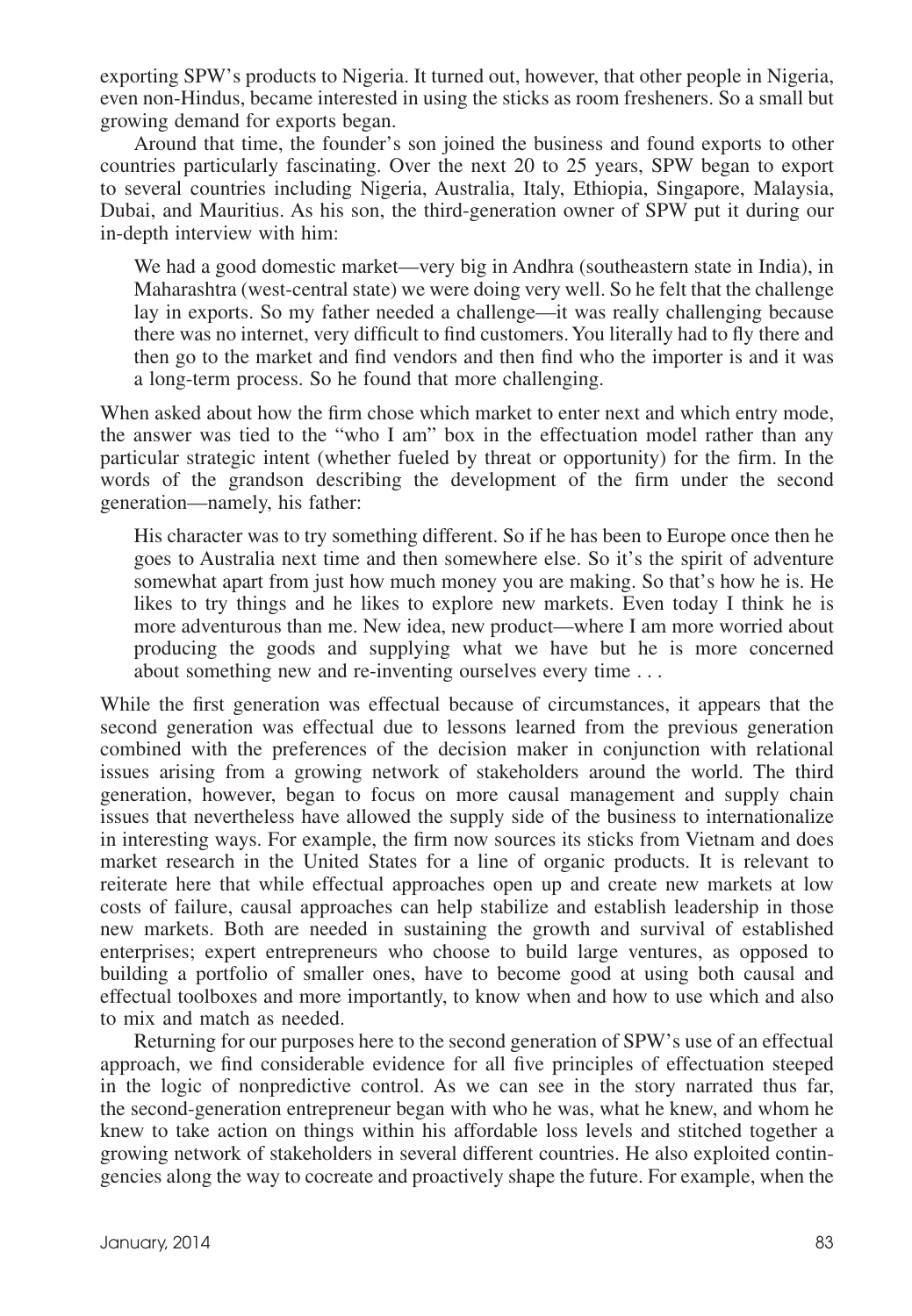exporting SPW's products to Nigeria. It turned out, however, that other people in Nigeria, even non-Hindus, became interested in using the sticks as room fresheners. So a small but growing demand for exports began.

Around that time, the founder's son joined the business and found exports to other countries particularly fascinating. Over the next 20 to 25 years, SPW began to export to several countries including Nigeria, Australia, Italy, Ethiopia, Singapore, Malaysia, Dubai, and Mauritius. As his son, the third-generation owner of SPW put it during our in-depth interview with him:

> We had a good domestic market—very big in Andhra (southeastern state in India), in Maharashtra (west-central state) we were doing very well. So he felt that the challenge lay in exports. So my father needed a challenge—it was really challenging because there was no internet, very difficult to find customers. You literally had to fly there and then go to the market and find vendors and then find who the importer is and it was a long-term process. So he found that more challenging.

When asked about how the firm chose which market to enter next and which entry mode, the answer was tied to the "who I am" box in the effectuation model rather than any particular strategic intent (whether fueled by threat or opportunity) for the firm. In the words of the grandson describing the development of the firm under the second generation—namely, his father:

> His character was to try something different. So if he has been to Europe once then he goes to Australia next time and then somewhere else. So it's the spirit of adventure somewhat apart from just how much money you are making. So that's how he is. He likes to try things and he likes to explore new markets. Even today I think he is more adventurous than me. New idea, new product—where I am more worried about producing the goods and supplying what we have but he is more concerned about something new and re-inventing ourselves every time . . .

While the first generation was effectual because of circumstances, it appears that the second generation was effectual due to lessons learned from the previous generation combined with the preferences of the decision maker in conjunction with relational issues arising from a growing network of stakeholders around the world. The third generation, however, began to focus on more causal management and supply chain issues that nevertheless have allowed the supply side of the business to internationalize in interesting ways. For example, the firm now sources its sticks from Vietnam and does market research in the United States for a line of organic products. It is relevant to reiterate here that while effectual approaches open up and create new markets at low costs of failure, causal approaches can help stabilize and establish leadership in those new markets. Both are needed in sustaining the growth and survival of established enterprises; expert entrepreneurs who choose to build large ventures, as opposed to building a portfolio of smaller ones, have to become good at using both causal and effectual toolboxes and more importantly, to know when and how to use which and also to mix and match as needed.

Returning for our purposes here to the second generation of SPW's use of an effectual approach, we find considerable evidence for all five principles of effectuation steeped in the logic of nonpredictive control. As we can see in the story narrated thus far, the second-generation entrepreneur began with who he was, what he knew, and whom he knew to take action on things within his affordable loss levels and stitched together a growing network of stakeholders in several different countries. He also exploited contingencies along the way to cocreate and proactively shape the future. For example, when the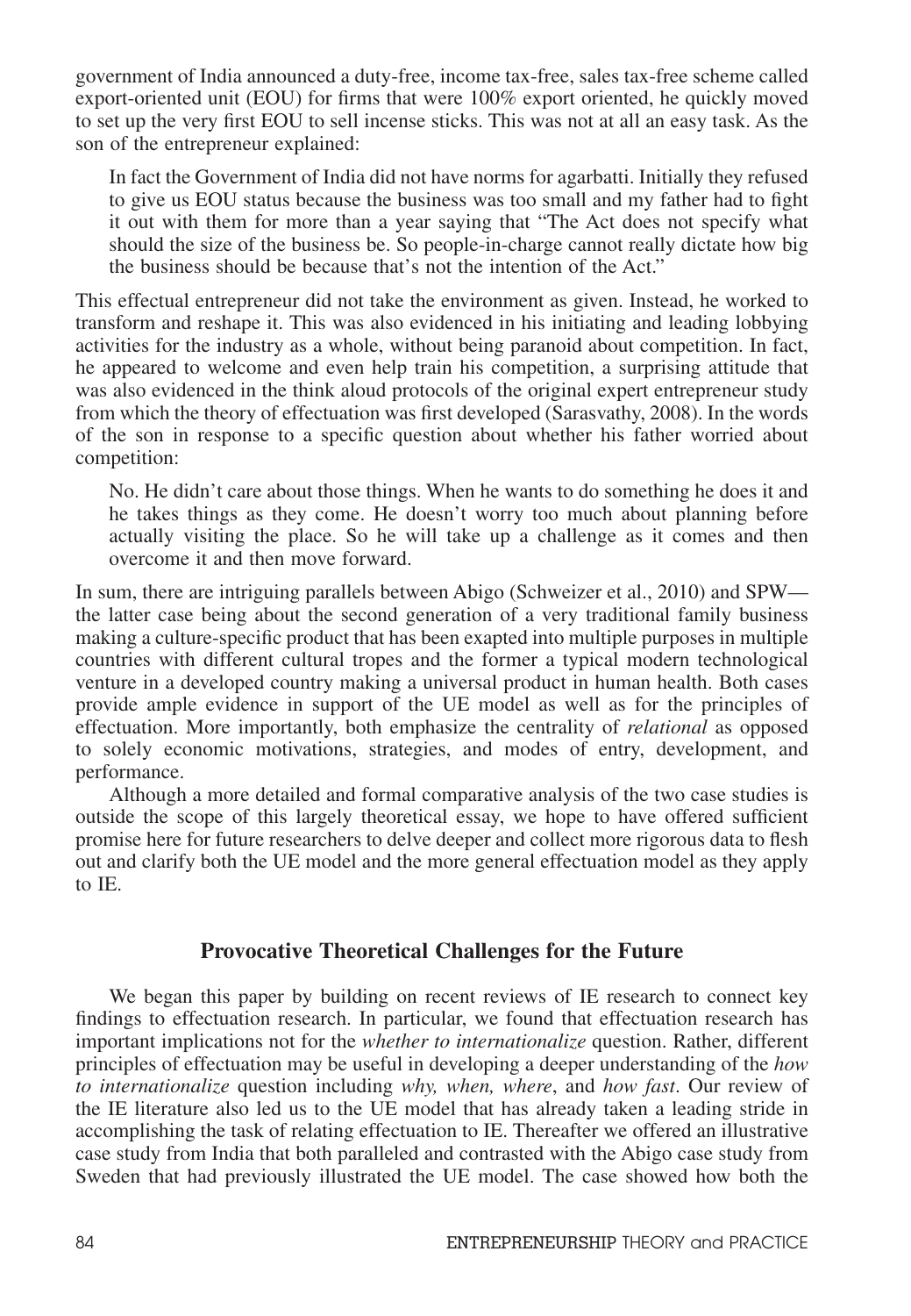government of India announced a duty-free, income tax-free, sales tax-free scheme called export-oriented unit (EOU) for firms that were 100% export oriented, he quickly moved to set up the very first EOU to sell incense sticks. This was not at all an easy task. As the son of the entrepreneur explained:

> In fact the Government of India did not have norms for agarbatti. Initially they refused to give us EOU status because the business was too small and my father had to fight it out with them for more than a year saying that "The Act does not specify what should the size of the business be. So people-in-charge cannot really dictate how big the business should be because that's not the intention of the Act."

This effectual entrepreneur did not take the environment as given. Instead, he worked to transform and reshape it. This was also evidenced in his initiating and leading lobbying activities for the industry as a whole, without being paranoid about competition. In fact, he appeared to welcome and even help train his competition, a surprising attitude that was also evidenced in the think aloud protocols of the original expert entrepreneur study from which the theory of effectuation was first developed (Sarasvathy, 2008). In the words of the son in response to a specific question about whether his father worried about competition:

> No. He didn't care about those things. When he wants to do something he does it and he takes things as they come. He doesn't worry too much about planning before actually visiting the place. So he will take up a challenge as it comes and then overcome it and then move forward.

In sum, there are intriguing parallels between Abigo (Schweizer et al., 2010) and SPW—the latter case being about the second generation of a very traditional family business making a culture-specific product that has been exapted into multiple purposes in multiple countries with different cultural tropes and the former a typical modern technological venture in a developed country making a universal product in human health. Both cases provide ample evidence in support of the UE model as well as for the principles of effectuation. More importantly, both emphasize the centrality of *relational* as opposed to solely economic motivations, strategies, and modes of entry, development, and performance.

Although a more detailed and formal comparative analysis of the two case studies is outside the scope of this largely theoretical essay, we hope to have offered sufficient promise here for future researchers to delve deeper and collect more rigorous data to flesh out and clarify both the UE model and the more general effectuation model as they apply to IE.

## Provocative Theoretical Challenges for the Future

We began this paper by building on recent reviews of IE research to connect key findings to effectuation research. In particular, we found that effectuation research has important implications not for the *whether to internationalize* question. Rather, different principles of effectuation may be useful in developing a deeper understanding of the *how to internationalize* question including *why, when, where*, and *how fast*. Our review of the IE literature also led us to the UE model that has already taken a leading stride in accomplishing the task of relating effectuation to IE. Thereafter we offered an illustrative case study from India that both paralleled and contrasted with the Abigo case study from Sweden that had previously illustrated the UE model. The case showed how both the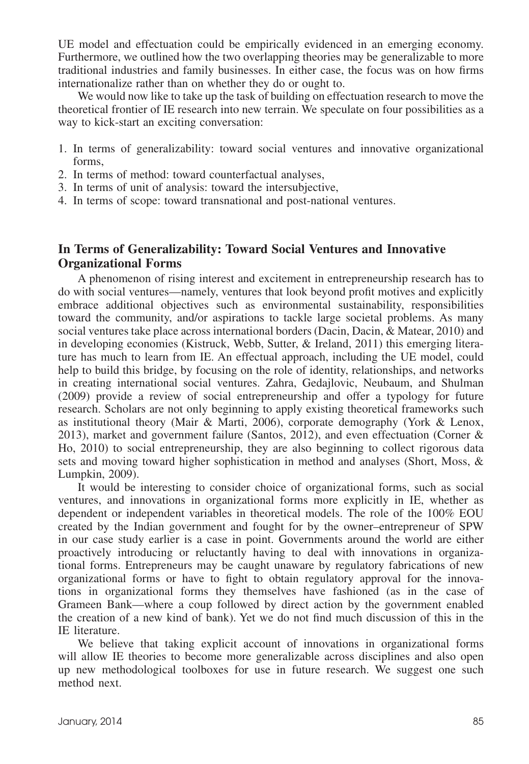UE model and effectuation could be empirically evidenced in an emerging economy. Furthermore, we outlined how the two overlapping theories may be generalizable to more traditional industries and family businesses. In either case, the focus was on how firms internationalize rather than on whether they do or ought to.

We would now like to take up the task of building on effectuation research to move the theoretical frontier of IE research into new terrain. We speculate on four possibilities as a way to kick-start an exciting conversation:

1. In terms of generalizability: toward social ventures and innovative organizational forms,
2. In terms of method: toward counterfactual analyses,
3. In terms of unit of analysis: toward the intersubjective,
4. In terms of scope: toward transnational and post-national ventures.

## In Terms of Generalizability: Toward Social Ventures and Innovative Organizational Forms

A phenomenon of rising interest and excitement in entrepreneurship research has to do with social ventures—namely, ventures that look beyond profit motives and explicitly embrace additional objectives such as environmental sustainability, responsibilities toward the community, and/or aspirations to tackle large societal problems. As many social ventures take place across international borders (Dacin, Dacin, & Matear, 2010) and in developing economies (Kistruck, Webb, Sutter, & Ireland, 2011) this emerging literature has much to learn from IE. An effectual approach, including the UE model, could help to build this bridge, by focusing on the role of identity, relationships, and networks in creating international social ventures. Zahra, Gedajlovic, Neubaum, and Shulman (2009) provide a review of social entrepreneurship and offer a typology for future research. Scholars are not only beginning to apply existing theoretical frameworks such as institutional theory (Mair & Marti, 2006), corporate demography (York & Lenox, 2013), market and government failure (Santos, 2012), and even effectuation (Corner & Ho, 2010) to social entrepreneurship, they are also beginning to collect rigorous data sets and moving toward higher sophistication in method and analyses (Short, Moss, & Lumpkin, 2009).

It would be interesting to consider choice of organizational forms, such as social ventures, and innovations in organizational forms more explicitly in IE, whether as dependent or independent variables in theoretical models. The role of the 100% EOU created by the Indian government and fought for by the owner–entrepreneur of SPW in our case study earlier is a case in point. Governments around the world are either proactively introducing or reluctantly having to deal with innovations in organizational forms. Entrepreneurs may be caught unaware by regulatory fabrications of new organizational forms or have to fight to obtain regulatory approval for the innovations in organizational forms they themselves have fashioned (as in the case of Grameen Bank—where a coup followed by direct action by the government enabled the creation of a new kind of bank). Yet we do not find much discussion of this in the IE literature.

We believe that taking explicit account of innovations in organizational forms will allow IE theories to become more generalizable across disciplines and also open up new methodological toolboxes for use in future research. We suggest one such method next.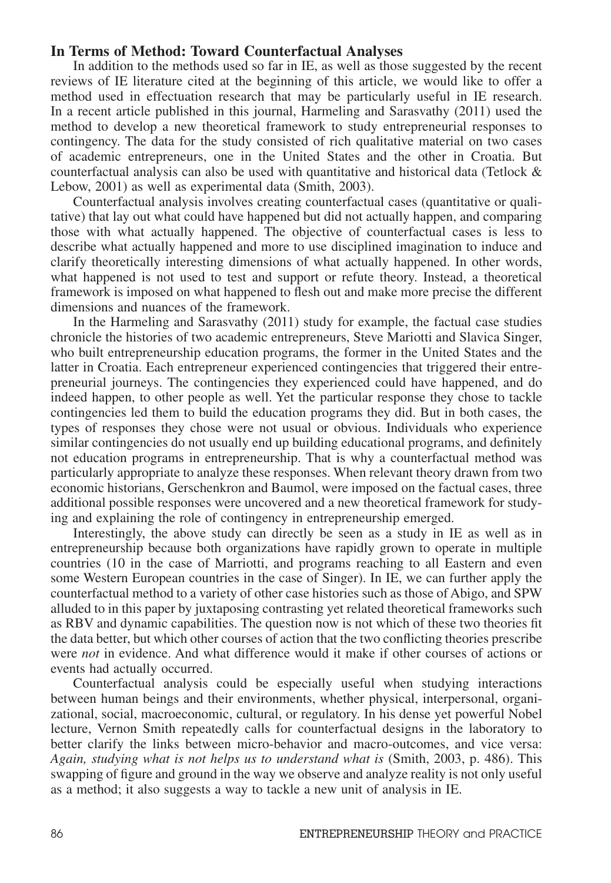## In Terms of Method: Toward Counterfactual Analyses

In addition to the methods used so far in IE, as well as those suggested by the recent reviews of IE literature cited at the beginning of this article, we would like to offer a method used in effectuation research that may be particularly useful in IE research. In a recent article published in this journal, Harmeling and Sarasvathy (2011) used the method to develop a new theoretical framework to study entrepreneurial responses to contingency. The data for the study consisted of rich qualitative material on two cases of academic entrepreneurs, one in the United States and the other in Croatia. But counterfactual analysis can also be used with quantitative and historical data (Tetlock & Lebow, 2001) as well as experimental data (Smith, 2003).

Counterfactual analysis involves creating counterfactual cases (quantitative or qualitative) that lay out what could have happened but did not actually happen, and comparing those with what actually happened. The objective of counterfactual cases is less to describe what actually happened and more to use disciplined imagination to induce and clarify theoretically interesting dimensions of what actually happened. In other words, what happened is not used to test and support or refute theory. Instead, a theoretical framework is imposed on what happened to flesh out and make more precise the different dimensions and nuances of the framework.

In the Harmeling and Sarasvathy (2011) study for example, the factual case studies chronicle the histories of two academic entrepreneurs, Steve Mariotti and Slavica Singer, who built entrepreneurship education programs, the former in the United States and the latter in Croatia. Each entrepreneur experienced contingencies that triggered their entrepreneurial journeys. The contingencies they experienced could have happened, and do indeed happen, to other people as well. Yet the particular response they chose to tackle contingencies led them to build the education programs they did. But in both cases, the types of responses they chose were not usual or obvious. Individuals who experience similar contingencies do not usually end up building educational programs, and definitely not education programs in entrepreneurship. That is why a counterfactual method was particularly appropriate to analyze these responses. When relevant theory drawn from two economic historians, Gerschenkron and Baumol, were imposed on the factual cases, three additional possible responses were uncovered and a new theoretical framework for studying and explaining the role of contingency in entrepreneurship emerged.

Interestingly, the above study can directly be seen as a study in IE as well as in entrepreneurship because both organizations have rapidly grown to operate in multiple countries (10 in the case of Marriotti, and programs reaching to all Eastern and even some Western European countries in the case of Singer). In IE, we can further apply the counterfactual method to a variety of other case histories such as those of Abigo, and SPW alluded to in this paper by juxtaposing contrasting yet related theoretical frameworks such as RBV and dynamic capabilities. The question now is not which of these two theories fit the data better, but which other courses of action that the two conflicting theories prescribe were *not* in evidence. And what difference would it make if other courses of actions or events had actually occurred.

Counterfactual analysis could be especially useful when studying interactions between human beings and their environments, whether physical, interpersonal, organizational, social, macroeconomic, cultural, or regulatory. In his dense yet powerful Nobel lecture, Vernon Smith repeatedly calls for counterfactual designs in the laboratory to better clarify the links between micro-behavior and macro-outcomes, and vice versa: *Again, studying what is not helps us to understand what is* (Smith, 2003, p. 486). This swapping of figure and ground in the way we observe and analyze reality is not only useful as a method; it also suggests a way to tackle a new unit of analysis in IE.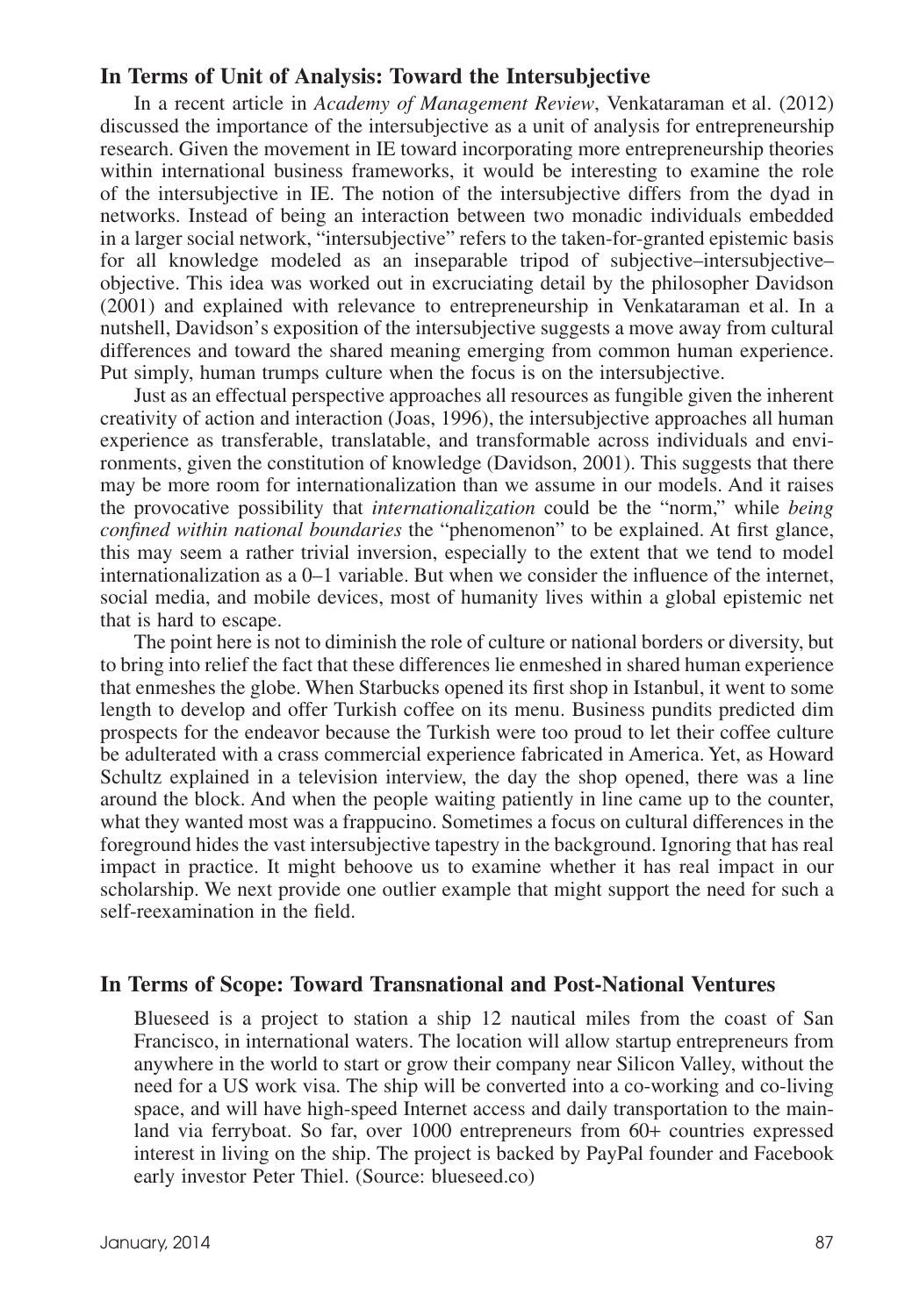## In Terms of Unit of Analysis: Toward the Intersubjective

In a recent article in *Academy of Management Review*, Venkataraman et al. (2012) discussed the importance of the intersubjective as a unit of analysis for entrepreneurship research. Given the movement in IE toward incorporating more entrepreneurship theories within international business frameworks, it would be interesting to examine the role of the intersubjective in IE. The notion of the intersubjective differs from the dyad in networks. Instead of being an interaction between two monadic individuals embedded in a larger social network, "intersubjective" refers to the taken-for-granted epistemic basis for all knowledge modeled as an inseparable tripod of subjective–intersubjective–objective. This idea was worked out in excruciating detail by the philosopher Davidson (2001) and explained with relevance to entrepreneurship in Venkataraman et al. In a nutshell, Davidson's exposition of the intersubjective suggests a move away from cultural differences and toward the shared meaning emerging from common human experience. Put simply, human trumps culture when the focus is on the intersubjective.

Just as an effectual perspective approaches all resources as fungible given the inherent creativity of action and interaction (Joas, 1996), the intersubjective approaches all human experience as transferable, translatable, and transformable across individuals and environments, given the constitution of knowledge (Davidson, 2001). This suggests that there may be more room for internationalization than we assume in our models. And it raises the provocative possibility that *internationalization* could be the "norm," while *being confined within national boundaries* the "phenomenon" to be explained. At first glance, this may seem a rather trivial inversion, especially to the extent that we tend to model internationalization as a 0–1 variable. But when we consider the influence of the internet, social media, and mobile devices, most of humanity lives within a global epistemic net that is hard to escape.

The point here is not to diminish the role of culture or national borders or diversity, but to bring into relief the fact that these differences lie enmeshed in shared human experience that enmeshes the globe. When Starbucks opened its first shop in Istanbul, it went to some length to develop and offer Turkish coffee on its menu. Business pundits predicted dim prospects for the endeavor because the Turkish were too proud to let their coffee culture be adulterated with a crass commercial experience fabricated in America. Yet, as Howard Schultz explained in a television interview, the day the shop opened, there was a line around the block. And when the people waiting patiently in line came up to the counter, what they wanted most was a frappucino. Sometimes a focus on cultural differences in the foreground hides the vast intersubjective tapestry in the background. Ignoring that has real impact in practice. It might behoove us to examine whether it has real impact in our scholarship. We next provide one outlier example that might support the need for such a self-reexamination in the field.

## In Terms of Scope: Toward Transnational and Post-National Ventures

> Blueseed is a project to station a ship 12 nautical miles from the coast of San Francisco, in international waters. The location will allow startup entrepreneurs from anywhere in the world to start or grow their company near Silicon Valley, without the need for a US work visa. The ship will be converted into a co-working and co-living space, and will have high-speed Internet access and daily transportation to the mainland via ferryboat. So far, over 1000 entrepreneurs from 60+ countries expressed interest in living on the ship. The project is backed by PayPal founder and Facebook early investor Peter Thiel. (Source: blueseed.co)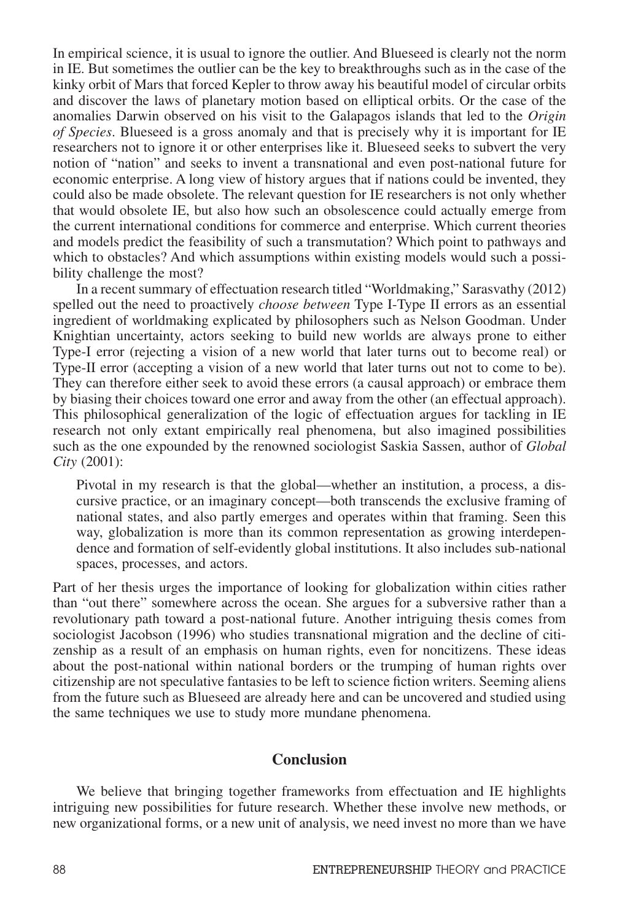In empirical science, it is usual to ignore the outlier. And Blueseed is clearly not the norm in IE. But sometimes the outlier can be the key to breakthroughs such as in the case of the kinky orbit of Mars that forced Kepler to throw away his beautiful model of circular orbits and discover the laws of planetary motion based on elliptical orbits. Or the case of the anomalies Darwin observed on his visit to the Galapagos islands that led to the *Origin of Species*. Blueseed is a gross anomaly and that is precisely why it is important for IE researchers not to ignore it or other enterprises like it. Blueseed seeks to subvert the very notion of "nation" and seeks to invent a transnational and even post-national future for economic enterprise. A long view of history argues that if nations could be invented, they could also be made obsolete. The relevant question for IE researchers is not only whether that would obsolete IE, but also how such an obsolescence could actually emerge from the current international conditions for commerce and enterprise. Which current theories and models predict the feasibility of such a transmutation? Which point to pathways and which to obstacles? And which assumptions within existing models would such a possibility challenge the most?

In a recent summary of effectuation research titled "Worldmaking," Sarasvathy (2012) spelled out the need to proactively *choose between* Type I-Type II errors as an essential ingredient of worldmaking explicated by philosophers such as Nelson Goodman. Under Knightian uncertainty, actors seeking to build new worlds are always prone to either Type-I error (rejecting a vision of a new world that later turns out to become real) or Type-II error (accepting a vision of a new world that later turns out not to come to be). They can therefore either seek to avoid these errors (a causal approach) or embrace them by biasing their choices toward one error and away from the other (an effectual approach). This philosophical generalization of the logic of effectuation argues for tackling in IE research not only extant empirically real phenomena, but also imagined possibilities such as the one expounded by the renowned sociologist Saskia Sassen, author of *Global City* (2001):

> Pivotal in my research is that the global—whether an institution, a process, a discursive practice, or an imaginary concept—both transcends the exclusive framing of national states, and also partly emerges and operates within that framing. Seen this way, globalization is more than its common representation as growing interdependence and formation of self-evidently global institutions. It also includes sub-national spaces, processes, and actors.

Part of her thesis urges the importance of looking for globalization within cities rather than "out there" somewhere across the ocean. She argues for a subversive rather than a revolutionary path toward a post-national future. Another intriguing thesis comes from sociologist Jacobson (1996) who studies transnational migration and the decline of citizenship as a result of an emphasis on human rights, even for noncitizens. These ideas about the post-national within national borders or the trumping of human rights over citizenship are not speculative fantasies to be left to science fiction writers. Seeming aliens from the future such as Blueseed are already here and can be uncovered and studied using the same techniques we use to study more mundane phenomena.

## Conclusion

We believe that bringing together frameworks from effectuation and IE highlights intriguing new possibilities for future research. Whether these involve new methods, or new organizational forms, or a new unit of analysis, we need invest no more than we have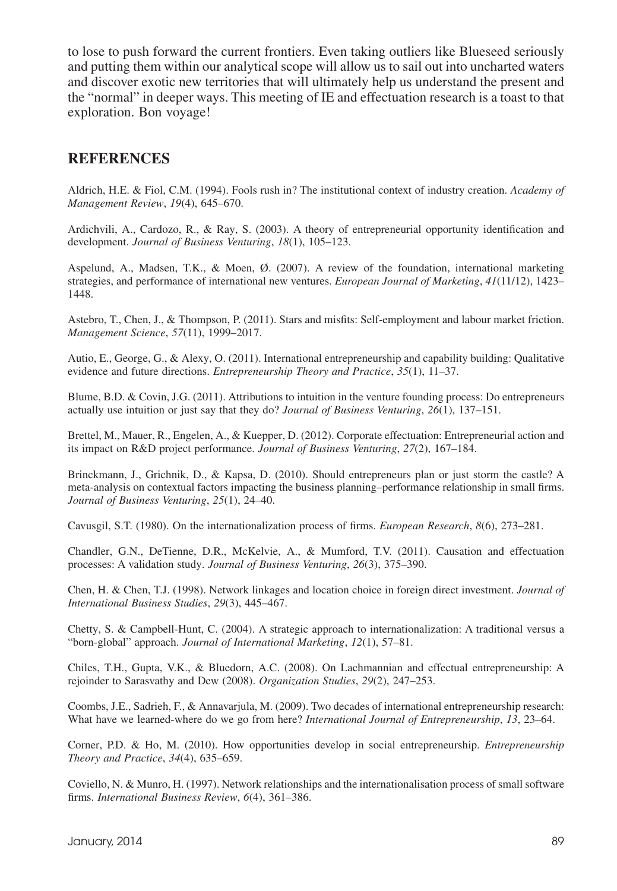to lose to push forward the current frontiers. Even taking outliers like Blueseed seriously and putting them within our analytical scope will allow us to sail out into uncharted waters and discover exotic new territories that will ultimately help us understand the present and the "normal" in deeper ways. This meeting of IE and effectuation research is a toast to that exploration. Bon voyage!

## REFERENCES

Aldrich, H.E. & Fiol, C.M. (1994). Fools rush in? The institutional context of industry creation. *Academy of Management Review*, *19*(4), 645–670.

Ardichvili, A., Cardozo, R., & Ray, S. (2003). A theory of entrepreneurial opportunity identification and development. *Journal of Business Venturing*, *18*(1), 105–123.

Aspelund, A., Madsen, T.K., & Moen, Ø. (2007). A review of the foundation, international marketing strategies, and performance of international new ventures. *European Journal of Marketing*, *41*(11/12), 1423–1448.

Astebro, T., Chen, J., & Thompson, P. (2011). Stars and misfits: Self-employment and labour market friction. *Management Science*, *57*(11), 1999–2017.

Autio, E., George, G., & Alexy, O. (2011). International entrepreneurship and capability building: Qualitative evidence and future directions. *Entrepreneurship Theory and Practice*, *35*(1), 11–37.

Blume, B.D. & Covin, J.G. (2011). Attributions to intuition in the venture founding process: Do entrepreneurs actually use intuition or just say that they do? *Journal of Business Venturing*, *26*(1), 137–151.

Brettel, M., Mauer, R., Engelen, A., & Kuepper, D. (2012). Corporate effectuation: Entrepreneurial action and its impact on R&D project performance. *Journal of Business Venturing*, *27*(2), 167–184.

Brinckmann, J., Grichnik, D., & Kapsa, D. (2010). Should entrepreneurs plan or just storm the castle? A meta-analysis on contextual factors impacting the business planning–performance relationship in small firms. *Journal of Business Venturing*, *25*(1), 24–40.

Cavusgil, S.T. (1980). On the internationalization process of firms. *European Research*, *8*(6), 273–281.

Chandler, G.N., DeTienne, D.R., McKelvie, A., & Mumford, T.V. (2011). Causation and effectuation processes: A validation study. *Journal of Business Venturing*, *26*(3), 375–390.

Chen, H. & Chen, T.J. (1998). Network linkages and location choice in foreign direct investment. *Journal of International Business Studies*, *29*(3), 445–467.

Chetty, S. & Campbell-Hunt, C. (2004). A strategic approach to internationalization: A traditional versus a "born-global" approach. *Journal of International Marketing*, *12*(1), 57–81.

Chiles, T.H., Gupta, V.K., & Bluedorn, A.C. (2008). On Lachmannian and effectual entrepreneurship: A rejoinder to Sarasvathy and Dew (2008). *Organization Studies*, *29*(2), 247–253.

Coombs, J.E., Sadrieh, F., & Annavarjula, M. (2009). Two decades of international entrepreneurship research: What have we learned-where do we go from here? *International Journal of Entrepreneurship*, *13*, 23–64.

Corner, P.D. & Ho, M. (2010). How opportunities develop in social entrepreneurship. *Entrepreneurship Theory and Practice*, *34*(4), 635–659.

Coviello, N. & Munro, H. (1997). Network relationships and the internationalisation process of small software firms. *International Business Review*, *6*(4), 361–386.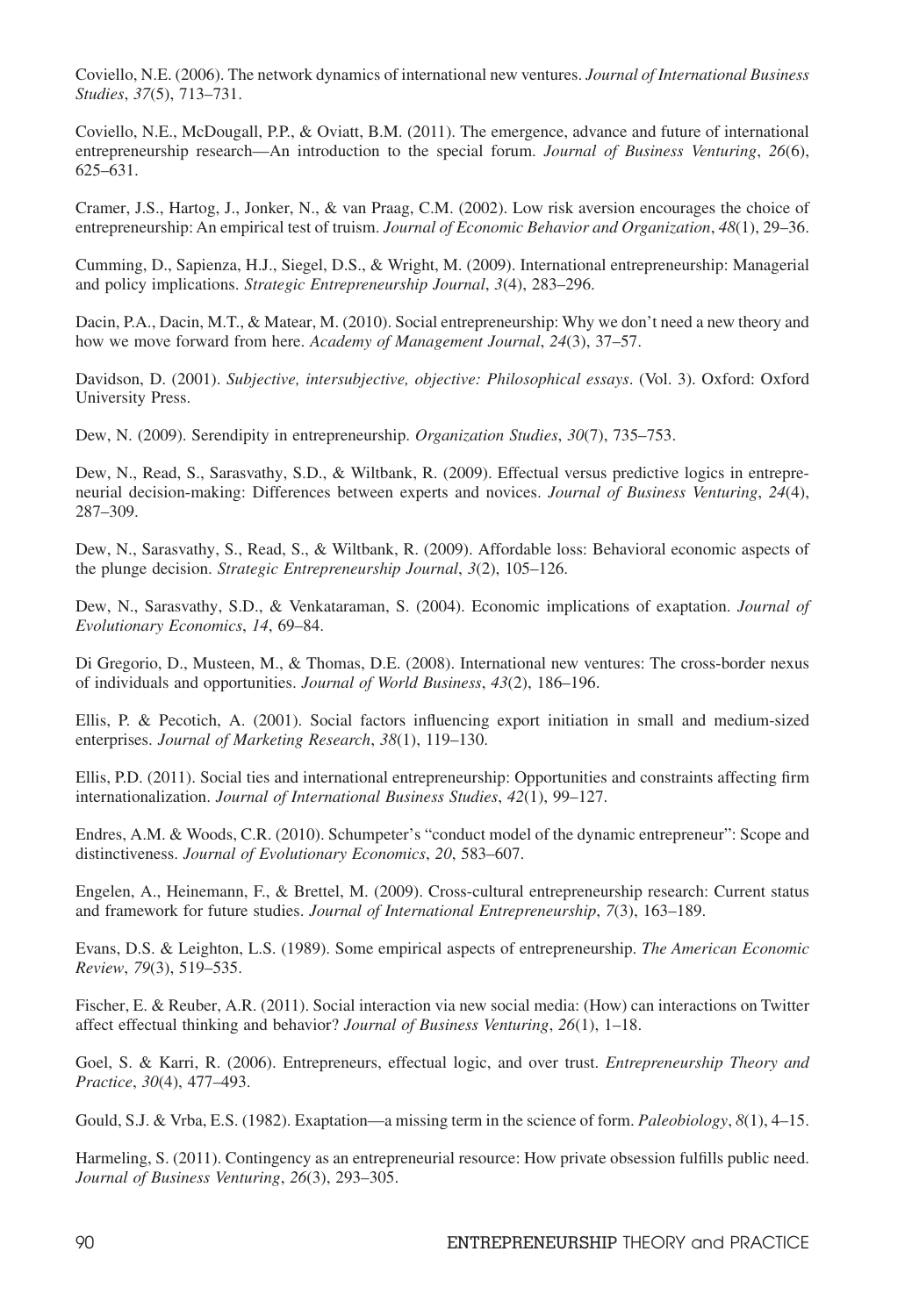Coviello, N.E. (2006). The network dynamics of international new ventures. *Journal of International Business Studies*, *37*(5), 713–731.

Coviello, N.E., McDougall, P.P., & Oviatt, B.M. (2011). The emergence, advance and future of international entrepreneurship research—An introduction to the special forum. *Journal of Business Venturing*, *26*(6), 625–631.

Cramer, J.S., Hartog, J., Jonker, N., & van Praag, C.M. (2002). Low risk aversion encourages the choice of entrepreneurship: An empirical test of truism. *Journal of Economic Behavior and Organization*, *48*(1), 29–36.

Cumming, D., Sapienza, H.J., Siegel, D.S., & Wright, M. (2009). International entrepreneurship: Managerial and policy implications. *Strategic Entrepreneurship Journal*, *3*(4), 283–296.

Dacin, P.A., Dacin, M.T., & Matear, M. (2010). Social entrepreneurship: Why we don't need a new theory and how we move forward from here. *Academy of Management Journal*, *24*(3), 37–57.

Davidson, D. (2001). *Subjective, intersubjective, objective: Philosophical essays*. (Vol. 3). Oxford: Oxford University Press.

Dew, N. (2009). Serendipity in entrepreneurship. *Organization Studies*, *30*(7), 735–753.

Dew, N., Read, S., Sarasvathy, S.D., & Wiltbank, R. (2009). Effectual versus predictive logics in entrepreneurial decision-making: Differences between experts and novices. *Journal of Business Venturing*, *24*(4), 287–309.

Dew, N., Sarasvathy, S., Read, S., & Wiltbank, R. (2009). Affordable loss: Behavioral economic aspects of the plunge decision. *Strategic Entrepreneurship Journal*, *3*(2), 105–126.

Dew, N., Sarasvathy, S.D., & Venkataraman, S. (2004). Economic implications of exaptation. *Journal of Evolutionary Economics*, *14*, 69–84.

Di Gregorio, D., Musteen, M., & Thomas, D.E. (2008). International new ventures: The cross-border nexus of individuals and opportunities. *Journal of World Business*, *43*(2), 186–196.

Ellis, P. & Pecotich, A. (2001). Social factors influencing export initiation in small and medium-sized enterprises. *Journal of Marketing Research*, *38*(1), 119–130.

Ellis, P.D. (2011). Social ties and international entrepreneurship: Opportunities and constraints affecting firm internationalization. *Journal of International Business Studies*, *42*(1), 99–127.

Endres, A.M. & Woods, C.R. (2010). Schumpeter's "conduct model of the dynamic entrepreneur": Scope and distinctiveness. *Journal of Evolutionary Economics*, *20*, 583–607.

Engelen, A., Heinemann, F., & Brettel, M. (2009). Cross-cultural entrepreneurship research: Current status and framework for future studies. *Journal of International Entrepreneurship*, *7*(3), 163–189.

Evans, D.S. & Leighton, L.S. (1989). Some empirical aspects of entrepreneurship. *The American Economic Review*, *79*(3), 519–535.

Fischer, E. & Reuber, A.R. (2011). Social interaction via new social media: (How) can interactions on Twitter affect effectual thinking and behavior? *Journal of Business Venturing*, *26*(1), 1–18.

Goel, S. & Karri, R. (2006). Entrepreneurs, effectual logic, and over trust. *Entrepreneurship Theory and Practice*, *30*(4), 477–493.

Gould, S.J. & Vrba, E.S. (1982). Exaptation—a missing term in the science of form. *Paleobiology*, *8*(1), 4–15.

Harmeling, S. (2011). Contingency as an entrepreneurial resource: How private obsession fulfills public need. *Journal of Business Venturing*, *26*(3), 293–305.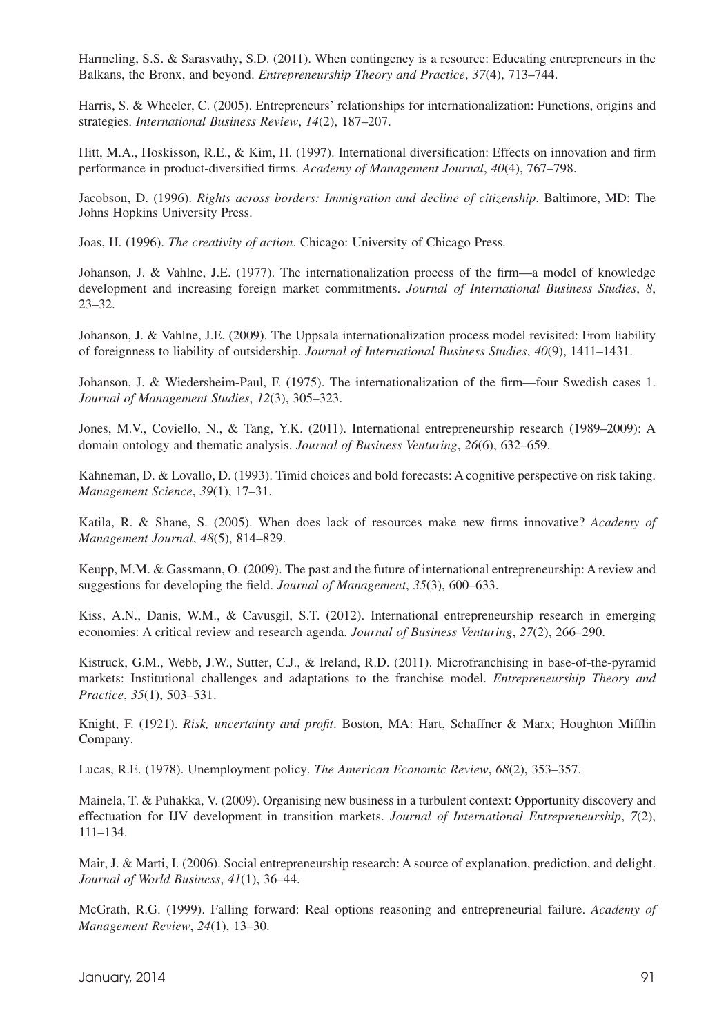Harmeling, S.S. & Sarasvathy, S.D. (2011). When contingency is a resource: Educating entrepreneurs in the Balkans, the Bronx, and beyond. *Entrepreneurship Theory and Practice*, *37*(4), 713–744.

Harris, S. & Wheeler, C. (2005). Entrepreneurs' relationships for internationalization: Functions, origins and strategies. *International Business Review*, *14*(2), 187–207.

Hitt, M.A., Hoskisson, R.E., & Kim, H. (1997). International diversification: Effects on innovation and firm performance in product-diversified firms. *Academy of Management Journal*, *40*(4), 767–798.

Jacobson, D. (1996). *Rights across borders: Immigration and decline of citizenship*. Baltimore, MD: The Johns Hopkins University Press.

Joas, H. (1996). *The creativity of action*. Chicago: University of Chicago Press.

Johanson, J. & Vahlne, J.E. (1977). The internationalization process of the firm—a model of knowledge development and increasing foreign market commitments. *Journal of International Business Studies*, *8*, 23–32.

Johanson, J. & Vahlne, J.E. (2009). The Uppsala internationalization process model revisited: From liability of foreignness to liability of outsidership. *Journal of International Business Studies*, *40*(9), 1411–1431.

Johanson, J. & Wiedersheim-Paul, F. (1975). The internationalization of the firm—four Swedish cases 1. *Journal of Management Studies*, *12*(3), 305–323.

Jones, M.V., Coviello, N., & Tang, Y.K. (2011). International entrepreneurship research (1989–2009): A domain ontology and thematic analysis. *Journal of Business Venturing*, *26*(6), 632–659.

Kahneman, D. & Lovallo, D. (1993). Timid choices and bold forecasts: A cognitive perspective on risk taking. *Management Science*, *39*(1), 17–31.

Katila, R. & Shane, S. (2005). When does lack of resources make new firms innovative? *Academy of Management Journal*, *48*(5), 814–829.

Keupp, M.M. & Gassmann, O. (2009). The past and the future of international entrepreneurship: A review and suggestions for developing the field. *Journal of Management*, *35*(3), 600–633.

Kiss, A.N., Danis, W.M., & Cavusgil, S.T. (2012). International entrepreneurship research in emerging economies: A critical review and research agenda. *Journal of Business Venturing*, *27*(2), 266–290.

Kistruck, G.M., Webb, J.W., Sutter, C.J., & Ireland, R.D. (2011). Microfranchising in base-of-the-pyramid markets: Institutional challenges and adaptations to the franchise model. *Entrepreneurship Theory and Practice*, *35*(1), 503–531.

Knight, F. (1921). *Risk, uncertainty and profit*. Boston, MA: Hart, Schaffner & Marx; Houghton Mifflin Company.

Lucas, R.E. (1978). Unemployment policy. *The American Economic Review*, *68*(2), 353–357.

Mainela, T. & Puhakka, V. (2009). Organising new business in a turbulent context: Opportunity discovery and effectuation for IJV development in transition markets. *Journal of International Entrepreneurship*, *7*(2), 111–134.

Mair, J. & Marti, I. (2006). Social entrepreneurship research: A source of explanation, prediction, and delight. *Journal of World Business*, *41*(1), 36–44.

McGrath, R.G. (1999). Falling forward: Real options reasoning and entrepreneurial failure. *Academy of Management Review*, *24*(1), 13–30.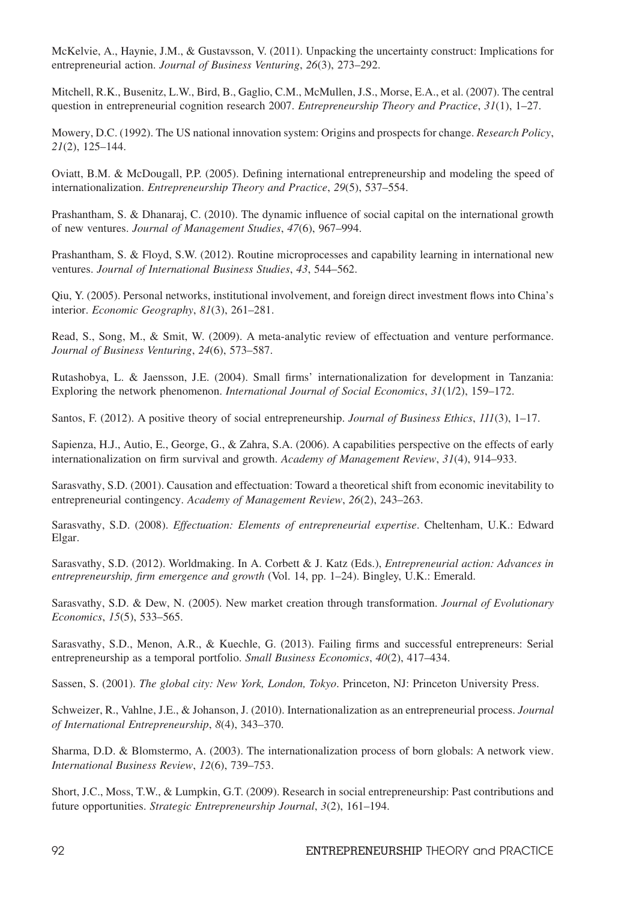McKelvie, A., Haynie, J.M., & Gustavsson, V. (2011). Unpacking the uncertainty construct: Implications for entrepreneurial action. *Journal of Business Venturing*, *26*(3), 273–292.

Mitchell, R.K., Busenitz, L.W., Bird, B., Gaglio, C.M., McMullen, J.S., Morse, E.A., et al. (2007). The central question in entrepreneurial cognition research 2007. *Entrepreneurship Theory and Practice*, *31*(1), 1–27.

Mowery, D.C. (1992). The US national innovation system: Origins and prospects for change. *Research Policy*, *21*(2), 125–144.

Oviatt, B.M. & McDougall, P.P. (2005). Defining international entrepreneurship and modeling the speed of internationalization. *Entrepreneurship Theory and Practice*, *29*(5), 537–554.

Prashantham, S. & Dhanaraj, C. (2010). The dynamic influence of social capital on the international growth of new ventures. *Journal of Management Studies*, *47*(6), 967–994.

Prashantham, S. & Floyd, S.W. (2012). Routine microprocesses and capability learning in international new ventures. *Journal of International Business Studies*, *43*, 544–562.

Qiu, Y. (2005). Personal networks, institutional involvement, and foreign direct investment flows into China's interior. *Economic Geography*, *81*(3), 261–281.

Read, S., Song, M., & Smit, W. (2009). A meta-analytic review of effectuation and venture performance. *Journal of Business Venturing*, *24*(6), 573–587.

Rutashobya, L. & Jaensson, J.E. (2004). Small firms' internationalization for development in Tanzania: Exploring the network phenomenon. *International Journal of Social Economics*, *31*(1/2), 159–172.

Santos, F. (2012). A positive theory of social entrepreneurship. *Journal of Business Ethics*, *111*(3), 1–17.

Sapienza, H.J., Autio, E., George, G., & Zahra, S.A. (2006). A capabilities perspective on the effects of early internationalization on firm survival and growth. *Academy of Management Review*, *31*(4), 914–933.

Sarasvathy, S.D. (2001). Causation and effectuation: Toward a theoretical shift from economic inevitability to entrepreneurial contingency. *Academy of Management Review*, *26*(2), 243–263.

Sarasvathy, S.D. (2008). *Effectuation: Elements of entrepreneurial expertise*. Cheltenham, U.K.: Edward Elgar.

Sarasvathy, S.D. (2012). Worldmaking. In A. Corbett & J. Katz (Eds.), *Entrepreneurial action: Advances in entrepreneurship, firm emergence and growth* (Vol. 14, pp. 1–24). Bingley, U.K.: Emerald.

Sarasvathy, S.D. & Dew, N. (2005). New market creation through transformation. *Journal of Evolutionary Economics*, *15*(5), 533–565.

Sarasvathy, S.D., Menon, A.R., & Kuechle, G. (2013). Failing firms and successful entrepreneurs: Serial entrepreneurship as a temporal portfolio. *Small Business Economics*, *40*(2), 417–434.

Sassen, S. (2001). *The global city: New York, London, Tokyo*. Princeton, NJ: Princeton University Press.

Schweizer, R., Vahlne, J.E., & Johanson, J. (2010). Internationalization as an entrepreneurial process. *Journal of International Entrepreneurship*, *8*(4), 343–370.

Sharma, D.D. & Blomstermo, A. (2003). The internationalization process of born globals: A network view. *International Business Review*, *12*(6), 739–753.

Short, J.C., Moss, T.W., & Lumpkin, G.T. (2009). Research in social entrepreneurship: Past contributions and future opportunities. *Strategic Entrepreneurship Journal*, *3*(2), 161–194.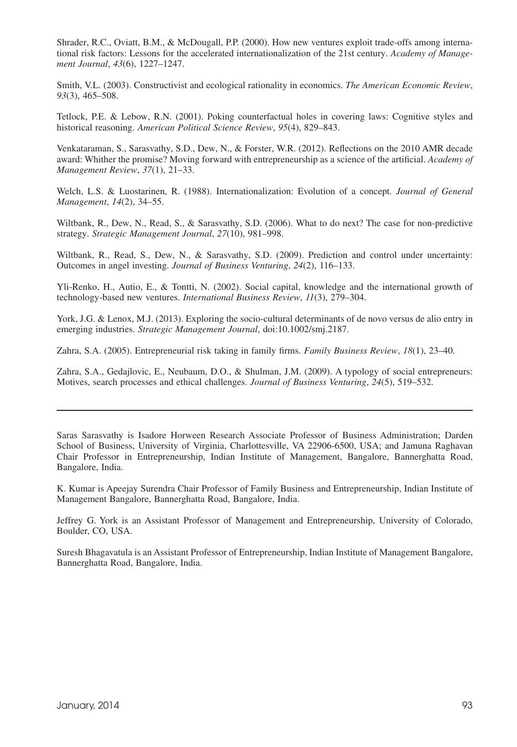Shrader, R.C., Oviatt, B.M., & McDougall, P.P. (2000). How new ventures exploit trade-offs among international risk factors: Lessons for the accelerated internationalization of the 21st century. *Academy of Management Journal*, *43*(6), 1227–1247.

Smith, V.L. (2003). Constructivist and ecological rationality in economics. *The American Economic Review*, *93*(3), 465–508.

Tetlock, P.E. & Lebow, R.N. (2001). Poking counterfactual holes in covering laws: Cognitive styles and historical reasoning. *American Political Science Review*, *95*(4), 829–843.

Venkataraman, S., Sarasvathy, S.D., Dew, N., & Forster, W.R. (2012). Reflections on the 2010 AMR decade award: Whither the promise? Moving forward with entrepreneurship as a science of the artificial. *Academy of Management Review*, *37*(1), 21–33.

Welch, L.S. & Luostarinen, R. (1988). Internationalization: Evolution of a concept. *Journal of General Management*, *14*(2), 34–55.

Wiltbank, R., Dew, N., Read, S., & Sarasvathy, S.D. (2006). What to do next? The case for non-predictive strategy. *Strategic Management Journal*, *27*(10), 981–998.

Wiltbank, R., Read, S., Dew, N., & Sarasvathy, S.D. (2009). Prediction and control under uncertainty: Outcomes in angel investing. *Journal of Business Venturing*, *24*(2), 116–133.

Yli-Renko, H., Autio, E., & Tontti, N. (2002). Social capital, knowledge and the international growth of technology-based new ventures. *International Business Review*, *11*(3), 279–304.

York, J.G. & Lenox, M.J. (2013). Exploring the socio-cultural determinants of de novo versus de alio entry in emerging industries. *Strategic Management Journal*, doi:10.1002/smj.2187.

Zahra, S.A. (2005). Entrepreneurial risk taking in family firms. *Family Business Review*, *18*(1), 23–40.

Zahra, S.A., Gedajlovic, E., Neubaum, D.O., & Shulman, J.M. (2009). A typology of social entrepreneurs: Motives, search processes and ethical challenges. *Journal of Business Venturing*, *24*(5), 519–532.

---

Saras Sarasvathy is Isadore Horween Research Associate Professor of Business Administration; Darden School of Business, University of Virginia, Charlottesville, VA 22906-6500, USA; and Jamuna Raghavan Chair Professor in Entrepreneurship, Indian Institute of Management, Bangalore, Bannerghatta Road, Bangalore, India.

K. Kumar is Apeejay Surendra Chair Professor of Family Business and Entrepreneurship, Indian Institute of Management Bangalore, Bannerghatta Road, Bangalore, India.

Jeffrey G. York is an Assistant Professor of Management and Entrepreneurship, University of Colorado, Boulder, CO, USA.

Suresh Bhagavatula is an Assistant Professor of Entrepreneurship, Indian Institute of Management Bangalore, Bannerghatta Road, Bangalore, India.